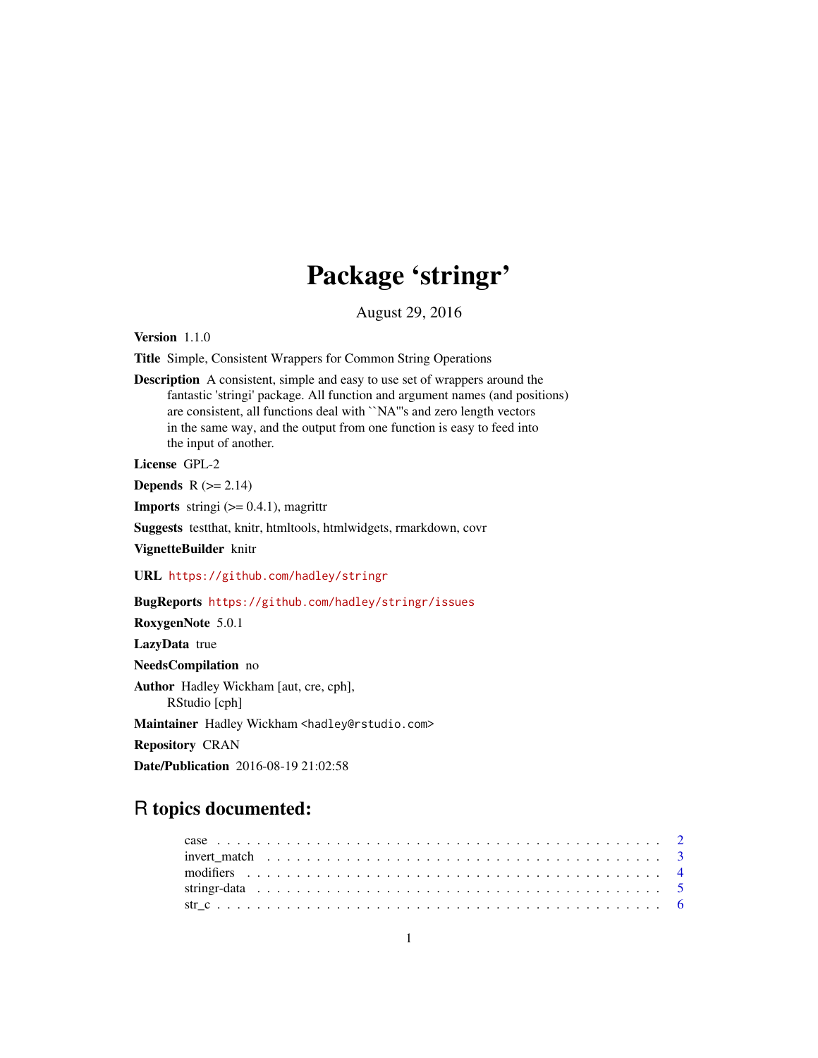# Package 'stringr'

August 29, 2016

**Version** 1.1.0

**Title** Simple, Consistent Wrappers for Common String Operations

**Description** A consistent, simple and easy to use set of wrappers around the fantastic 'stringi' package. All function and argument names (and positions) are consistent, all functions deal with ``NA'''s and zero length vectors in the same way, and the output from one function is easy to feed into the input of another.

**License** GPL-2

**Depends** R (>= 2.14)

**Imports** stringi (>= 0.4.1), magrittr

**Suggests** testthat, knitr, htmltools, htmlwidgets, rmarkdown, covr

**VignetteBuilder** knitr

**URL** https://github.com/hadley/stringr

**BugReports** https://github.com/hadley/stringr/issues

**RoxygenNote** 5.0.1

**LazyData** true

**NeedsCompilation** no

**Author** Hadley Wickham [aut, cre, cph], RStudio [cph]

**Maintainer** Hadley Wickham <hadley@rstudio.com>

**Repository** CRAN

**Date/Publication** 2016-08-19 21:02:58

## R topics documented:

case . . . . . . . . . . . . . . . . . . . . . . . . . . . . . . . . . . . . . . . . . . 2
invert_match . . . . . . . . . . . . . . . . . . . . . . . . . . . . . . . . . . . . . . 3
modifiers . . . . . . . . . . . . . . . . . . . . . . . . . . . . . . . . . . . . . . . . 4
stringr-data . . . . . . . . . . . . . . . . . . . . . . . . . . . . . . . . . . . . . . 5
str_c . . . . . . . . . . . . . . . . . . . . . . . . . . . . . . . . . . . . . . . . . . 6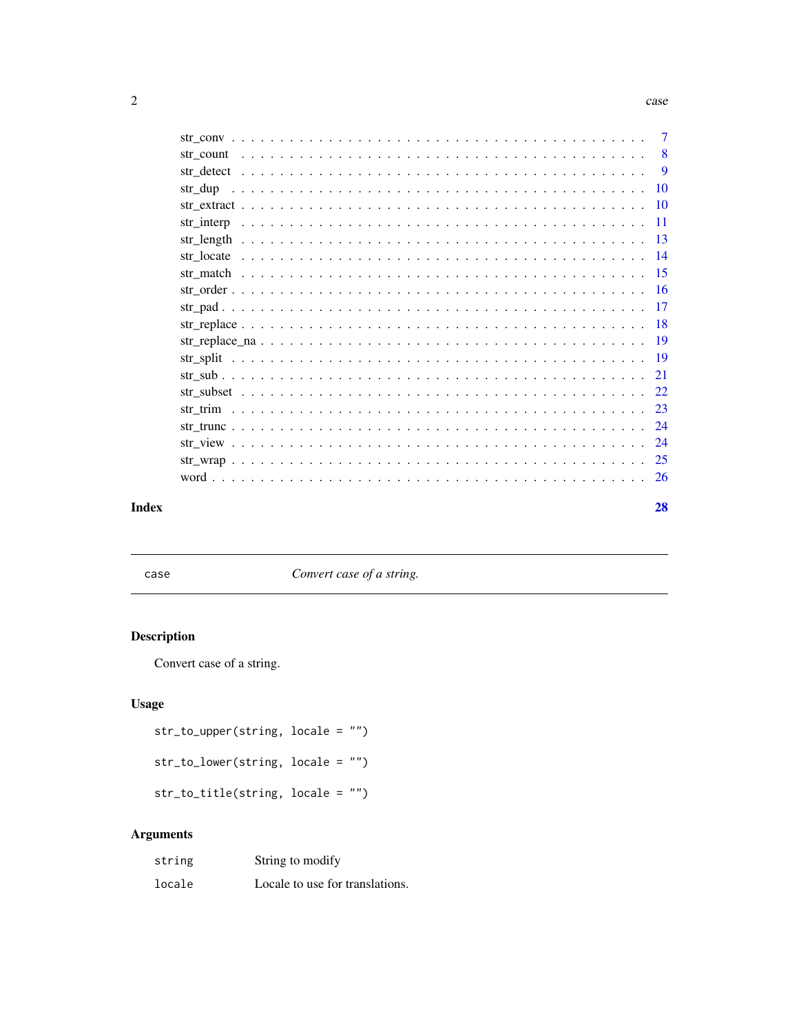str_conv . . . . . . . . . . . . . . . . . . . . . . . . . . . . . . . . . . . . . . . . . 7
str_count . . . . . . . . . . . . . . . . . . . . . . . . . . . . . . . . . . . . . . . . 8
str_detect . . . . . . . . . . . . . . . . . . . . . . . . . . . . . . . . . . . . . . . . 9
str_dup . . . . . . . . . . . . . . . . . . . . . . . . . . . . . . . . . . . . . . . . . 10
str_extract . . . . . . . . . . . . . . . . . . . . . . . . . . . . . . . . . . . . . . . 10
str_interp . . . . . . . . . . . . . . . . . . . . . . . . . . . . . . . . . . . . . . . . 11
str_length . . . . . . . . . . . . . . . . . . . . . . . . . . . . . . . . . . . . . . . . 13
str_locate . . . . . . . . . . . . . . . . . . . . . . . . . . . . . . . . . . . . . . . . 14
str_match . . . . . . . . . . . . . . . . . . . . . . . . . . . . . . . . . . . . . . . . 15
str_order . . . . . . . . . . . . . . . . . . . . . . . . . . . . . . . . . . . . . . . . 16
str_pad . . . . . . . . . . . . . . . . . . . . . . . . . . . . . . . . . . . . . . . . . 17
str_replace . . . . . . . . . . . . . . . . . . . . . . . . . . . . . . . . . . . . . . . 18
str_replace_na . . . . . . . . . . . . . . . . . . . . . . . . . . . . . . . . . . . . . 19
str_split . . . . . . . . . . . . . . . . . . . . . . . . . . . . . . . . . . . . . . . . . 19
str_sub . . . . . . . . . . . . . . . . . . . . . . . . . . . . . . . . . . . . . . . . . 21
str_subset . . . . . . . . . . . . . . . . . . . . . . . . . . . . . . . . . . . . . . . . 22
str_trim . . . . . . . . . . . . . . . . . . . . . . . . . . . . . . . . . . . . . . . . . 23
str_trunc . . . . . . . . . . . . . . . . . . . . . . . . . . . . . . . . . . . . . . . . 24
str_view . . . . . . . . . . . . . . . . . . . . . . . . . . . . . . . . . . . . . . . . . 24
str_wrap . . . . . . . . . . . . . . . . . . . . . . . . . . . . . . . . . . . . . . . . . 25
word . . . . . . . . . . . . . . . . . . . . . . . . . . . . . . . . . . . . . . . . . . 26

**Index** **28**

---

`case` *Convert case of a string.*

---

## Description

Convert case of a string.

## Usage

```
str_to_upper(string, locale = "")

str_to_lower(string, locale = "")

str_to_title(string, locale = "")
```

## Arguments

| | |
|---|---|
| `string` | String to modify |
| `locale` | Locale to use for translations. |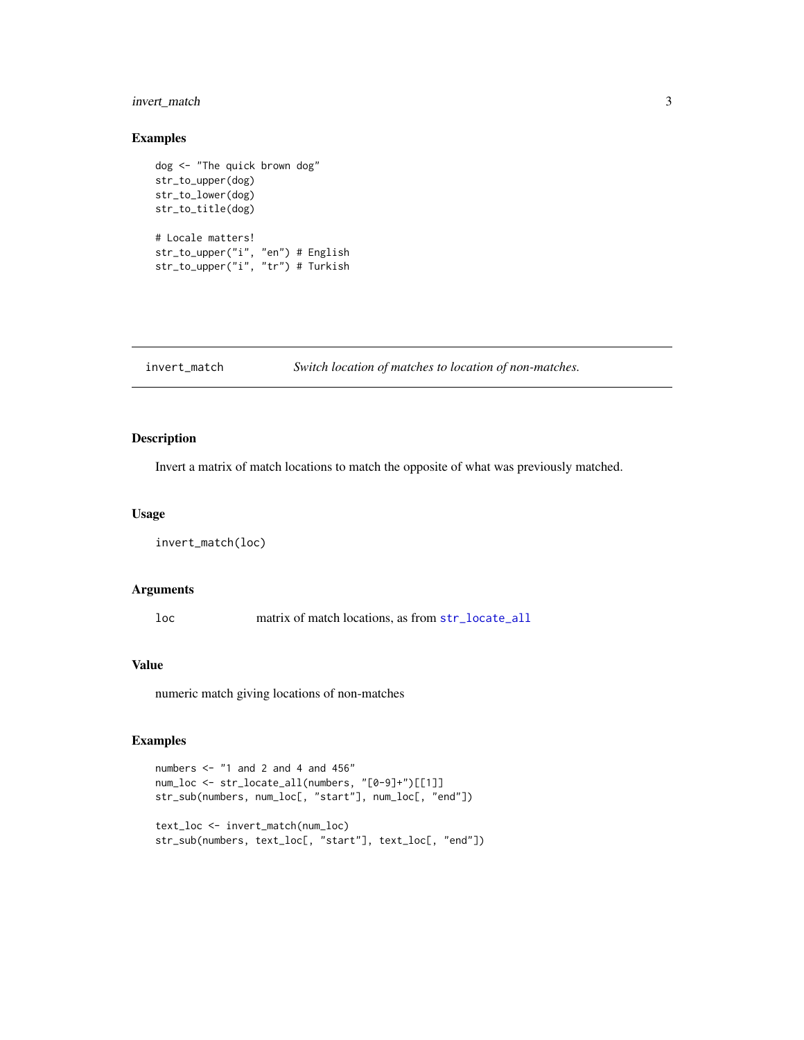### Examples

```
dog <- "The quick brown dog"
str_to_upper(dog)
str_to_lower(dog)
str_to_title(dog)

# Locale matters!
str_to_upper("i", "en") # English
str_to_upper("i", "tr") # Turkish
```

## invert_match *Switch location of matches to location of non-matches.*

### Description

Invert a matrix of match locations to match the opposite of what was previously matched.

### Usage

```
invert_match(loc)
```

### Arguments

| | |
|---|---|
| loc | matrix of match locations, as from `str_locate_all` |

### Value

numeric match giving locations of non-matches

### Examples

```
numbers <- "1 and 2 and 4 and 456"
num_loc <- str_locate_all(numbers, "[0-9]+")[[1]]
str_sub(numbers, num_loc[, "start"], num_loc[, "end"])

text_loc <- invert_match(num_loc)
str_sub(numbers, text_loc[, "start"], text_loc[, "end"])
```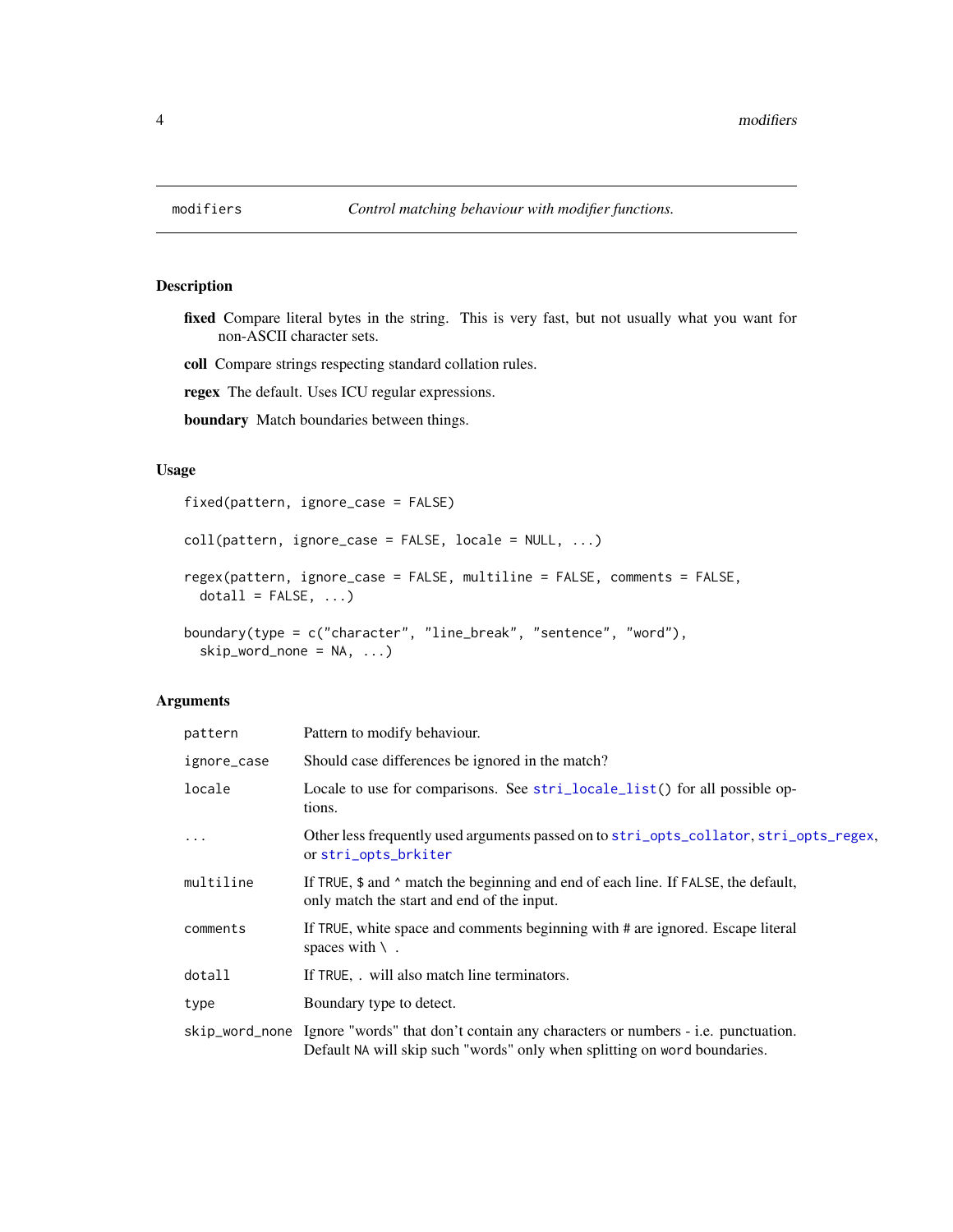## modifiers — *Control matching behaviour with modifier functions.*

### Description

**fixed** Compare literal bytes in the string. This is very fast, but not usually what you want for non-ASCII character sets.

**coll** Compare strings respecting standard collation rules.

**regex** The default. Uses ICU regular expressions.

**boundary** Match boundaries between things.

### Usage

```
fixed(pattern, ignore_case = FALSE)

coll(pattern, ignore_case = FALSE, locale = NULL, ...)

regex(pattern, ignore_case = FALSE, multiline = FALSE, comments = FALSE,
  dotall = FALSE, ...)

boundary(type = c("character", "line_break", "sentence", "word"),
  skip_word_none = NA, ...)
```

### Arguments

| | |
|---|---|
| `pattern` | Pattern to modify behaviour. |
| `ignore_case` | Should case differences be ignored in the match? |
| `locale` | Locale to use for comparisons. See `stri_locale_list()` for all possible options. |
| `...` | Other less frequently used arguments passed on to `stri_opts_collator`, `stri_opts_regex`, or `stri_opts_brkiter` |
| `multiline` | If `TRUE`, `$` and `^` match the beginning and end of each line. If `FALSE`, the default, only match the start and end of the input. |
| `comments` | If `TRUE`, white space and comments beginning with `#` are ignored. Escape literal spaces with `\ `. |
| `dotall` | If `TRUE`, `.` will also match line terminators. |
| `type` | Boundary type to detect. |
| `skip_word_none` | Ignore "words" that don't contain any characters or numbers - i.e. punctuation. Default `NA` will skip such "words" only when splitting on `word` boundaries. |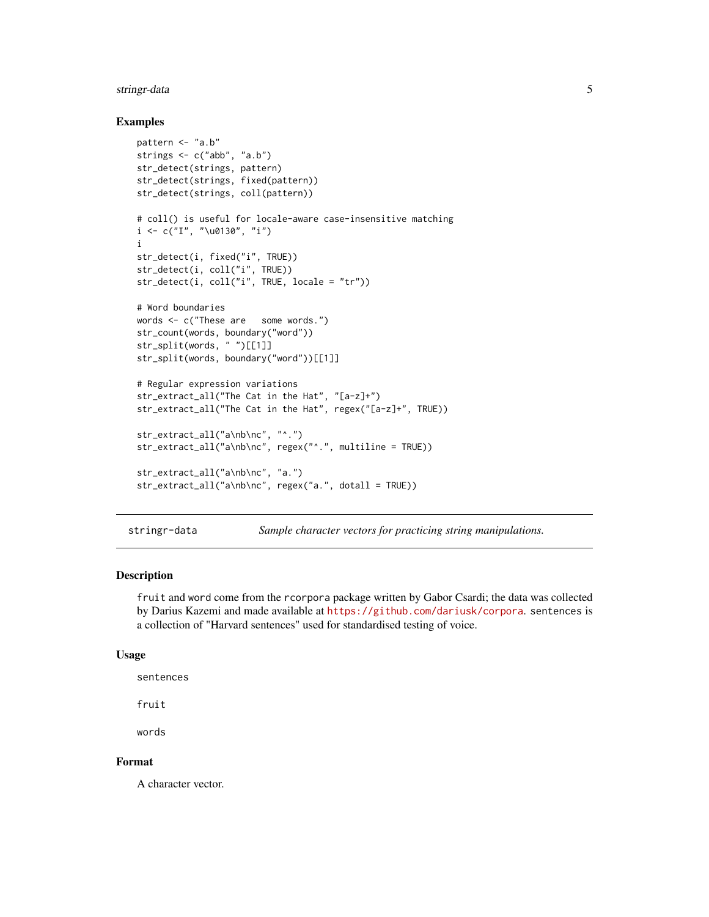## Examples

```
pattern <- "a.b"
strings <- c("abb", "a.b")
str_detect(strings, pattern)
str_detect(strings, fixed(pattern))
str_detect(strings, coll(pattern))

# coll() is useful for locale-aware case-insensitive matching
i <- c("I", "\u0130", "i")
i
str_detect(i, fixed("i", TRUE))
str_detect(i, coll("i", TRUE))
str_detect(i, coll("i", TRUE, locale = "tr"))

# Word boundaries
words <- c("These are   some words.")
str_count(words, boundary("word"))
str_split(words, " ")[[1]]
str_split(words, boundary("word"))[[1]]

# Regular expression variations
str_extract_all("The Cat in the Hat", "[a-z]+")
str_extract_all("The Cat in the Hat", regex("[a-z]+", TRUE))

str_extract_all("a\nb\nc", "^.")
str_extract_all("a\nb\nc", regex("^.", multiline = TRUE))

str_extract_all("a\nb\nc", "a.")
str_extract_all("a\nb\nc", regex("a.", dotall = TRUE))
```

---

# stringr-data — *Sample character vectors for practicing string manipulations.*

---

## Description

`fruit` and `word` come from the `rcorpora` package written by Gabor Csardi; the data was collected by Darius Kazemi and made available at https://github.com/dariusk/corpora. `sentences` is a collection of "Harvard sentences" used for standardised testing of voice.

## Usage

```
sentences

fruit

words
```

## Format

A character vector.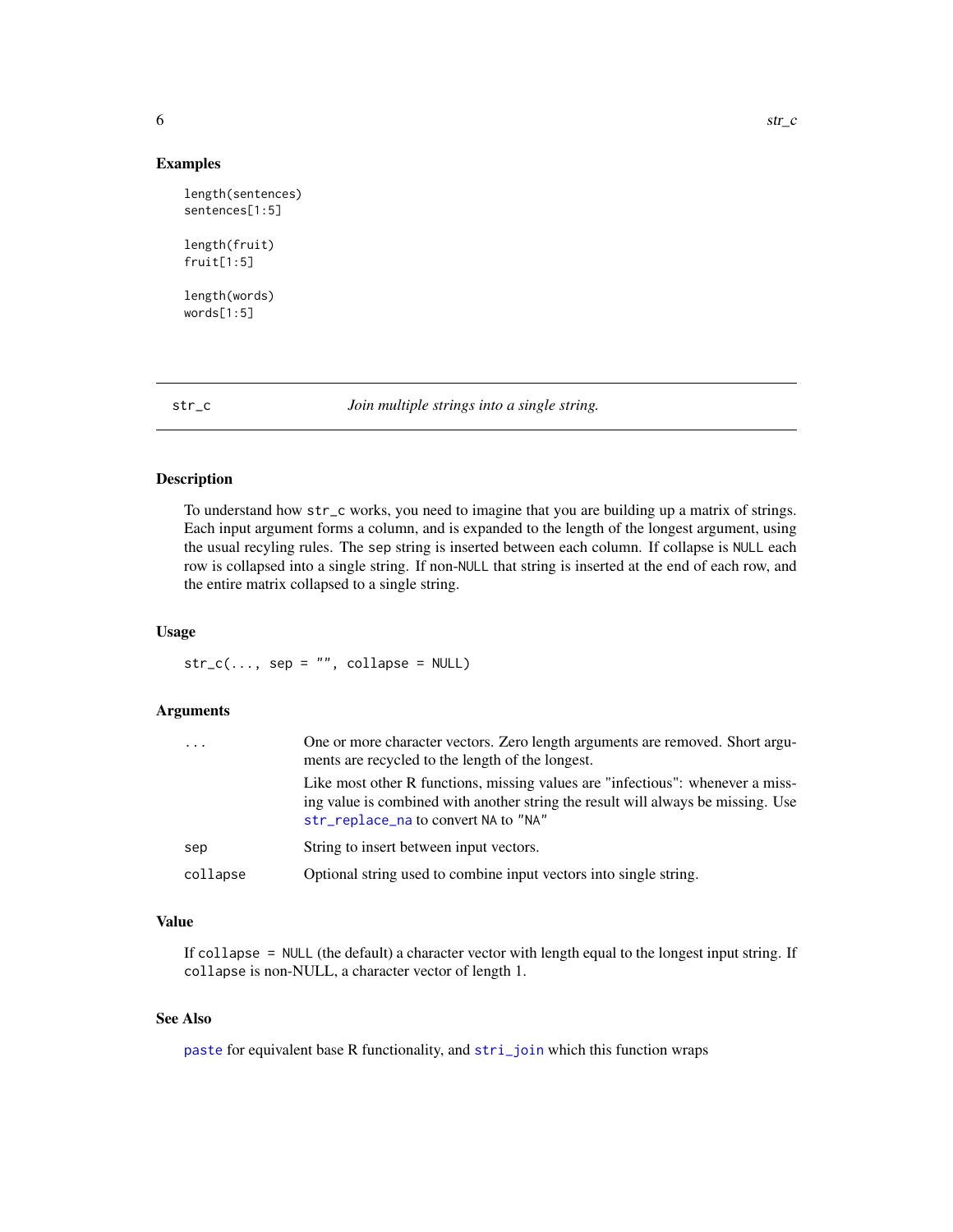### Examples

```
length(sentences)
sentences[1:5]

length(fruit)
fruit[1:5]

length(words)
words[1:5]
```

---

## str_c — *Join multiple strings into a single string.*

### Description

To understand how `str_c` works, you need to imagine that you are building up a matrix of strings. Each input argument forms a column, and is expanded to the length of the longest argument, using the usual recyling rules. The `sep` string is inserted between each column. If collapse is `NULL` each row is collapsed into a single string. If non-`NULL` that string is inserted at the end of each row, and the entire matrix collapsed to a single string.

### Usage

```
str_c(..., sep = "", collapse = NULL)
```

### Arguments

| | |
|---|---|
| `...` | One or more character vectors. Zero length arguments are removed. Short arguments are recycled to the length of the longest. Like most other R functions, missing values are "infectious": whenever a missing value is combined with another string the result will always be missing. Use `str_replace_na` to convert `NA` to `"NA"` |
| `sep` | String to insert between input vectors. |
| `collapse` | Optional string used to combine input vectors into single string. |

### Value

If `collapse = NULL` (the default) a character vector with length equal to the longest input string. If `collapse` is non-NULL, a character vector of length 1.

### See Also

`paste` for equivalent base R functionality, and `stri_join` which this function wraps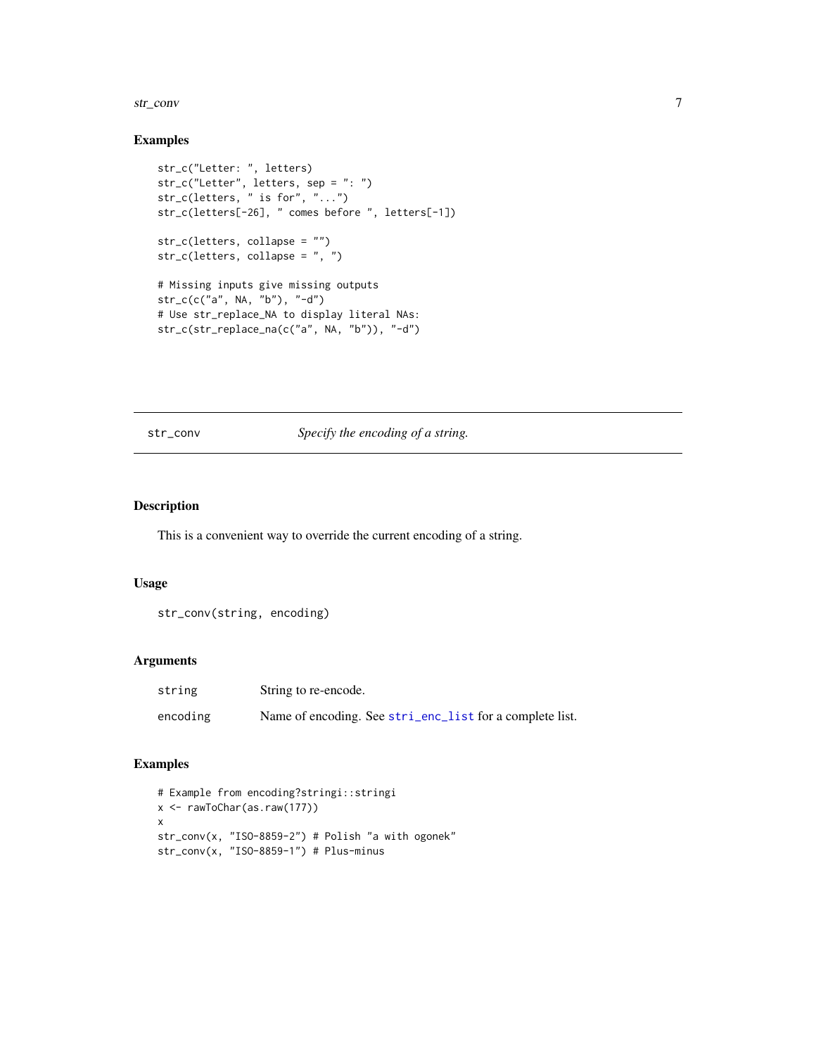### Examples

```
str_c("Letter: ", letters)
str_c("Letter", letters, sep = ": ")
str_c(letters, " is for", "...")
str_c(letters[-26], " comes before ", letters[-1])

str_c(letters, collapse = "")
str_c(letters, collapse = ", ")

# Missing inputs give missing outputs
str_c(c("a", NA, "b"), "-d")
# Use str_replace_NA to display literal NAs:
str_c(str_replace_na(c("a", NA, "b")), "-d")
```

---

## str_conv — *Specify the encoding of a string.*

---

### Description

This is a convenient way to override the current encoding of a string.

### Usage

```
str_conv(string, encoding)
```

### Arguments

| | |
|---|---|
| `string` | String to re-encode. |
| `encoding` | Name of encoding. See `stri_enc_list` for a complete list. |

### Examples

```
# Example from encoding?stringi::stringi
x <- rawToChar(as.raw(177))
x
str_conv(x, "ISO-8859-2") # Polish "a with ogonek"
str_conv(x, "ISO-8859-1") # Plus-minus
```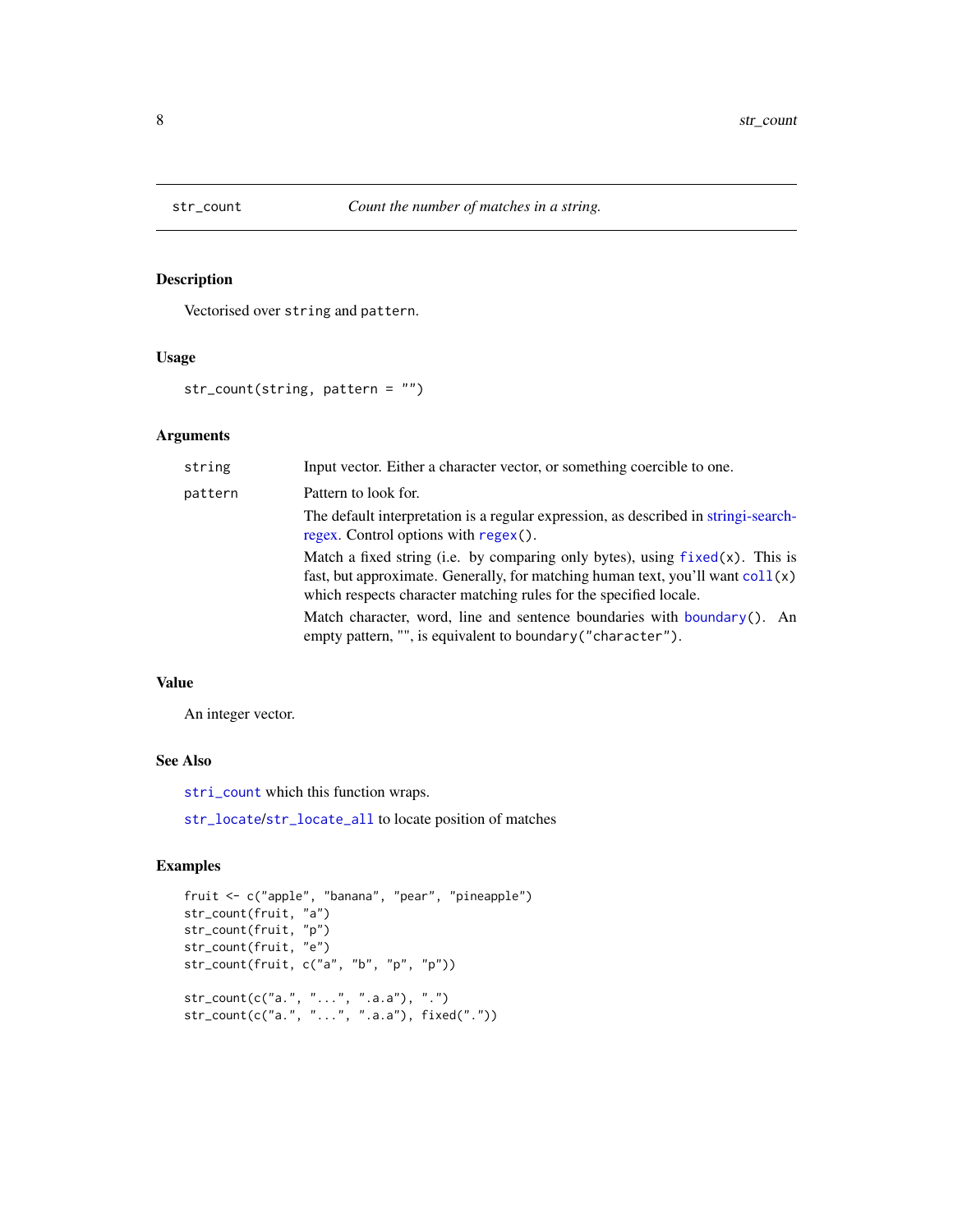## str_count — *Count the number of matches in a string.*

### Description

Vectorised over `string` and `pattern`.

### Usage

```
str_count(string, pattern = "")
```

### Arguments

| | |
|---|---|
| `string` | Input vector. Either a character vector, or something coercible to one. |
| `pattern` | Pattern to look for.<br><br>The default interpretation is a regular expression, as described in stringi-search-regex. Control options with `regex()`.<br><br>Match a fixed string (i.e. by comparing only bytes), using `fixed(x)`. This is fast, but approximate. Generally, for matching human text, you'll want `coll(x)` which respects character matching rules for the specified locale.<br><br>Match character, word, line and sentence boundaries with `boundary()`. An empty pattern, "", is equivalent to `boundary("character")`. |

### Value

An integer vector.

### See Also

`stri_count` which this function wraps.

`str_locate`/`str_locate_all` to locate position of matches

### Examples

```
fruit <- c("apple", "banana", "pear", "pineapple")
str_count(fruit, "a")
str_count(fruit, "p")
str_count(fruit, "e")
str_count(fruit, c("a", "b", "p", "p"))

str_count(c("a.", "...", ".a.a"), ".")
str_count(c("a.", "...", ".a.a"), fixed("."))
```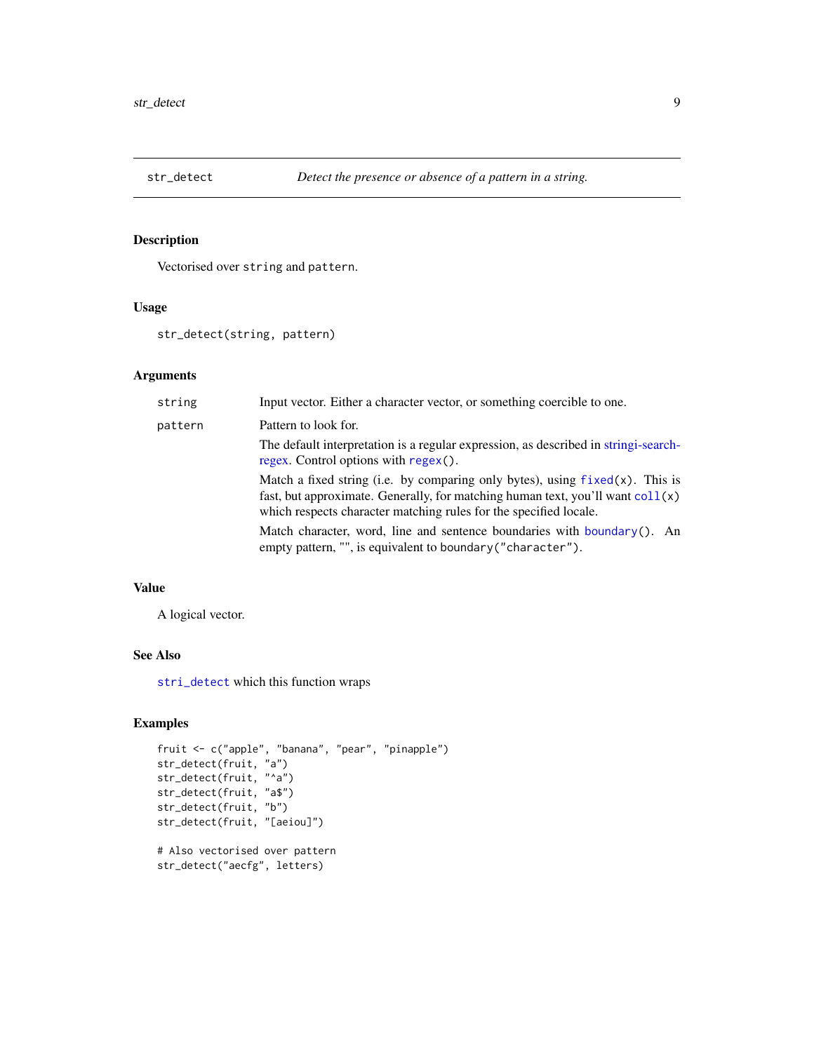## str_detect — *Detect the presence or absence of a pattern in a string.*

### Description

Vectorised over `string` and `pattern`.

### Usage

```
str_detect(string, pattern)
```

### Arguments

| | |
|---|---|
| `string` | Input vector. Either a character vector, or something coercible to one. |
| `pattern` | Pattern to look for.<br><br>The default interpretation is a regular expression, as described in stringi-search-regex. Control options with `regex()`.<br><br>Match a fixed string (i.e. by comparing only bytes), using `fixed(x)`. This is fast, but approximate. Generally, for matching human text, you'll want `coll(x)` which respects character matching rules for the specified locale.<br><br>Match character, word, line and sentence boundaries with `boundary()`. An empty pattern, "", is equivalent to `boundary("character")`. |

### Value

A logical vector.

### See Also

`stri_detect` which this function wraps

### Examples

```
fruit <- c("apple", "banana", "pear", "pinapple")
str_detect(fruit, "a")
str_detect(fruit, "^a")
str_detect(fruit, "a$")
str_detect(fruit, "b")
str_detect(fruit, "[aeiou]")

# Also vectorised over pattern
str_detect("aecfg", letters)
```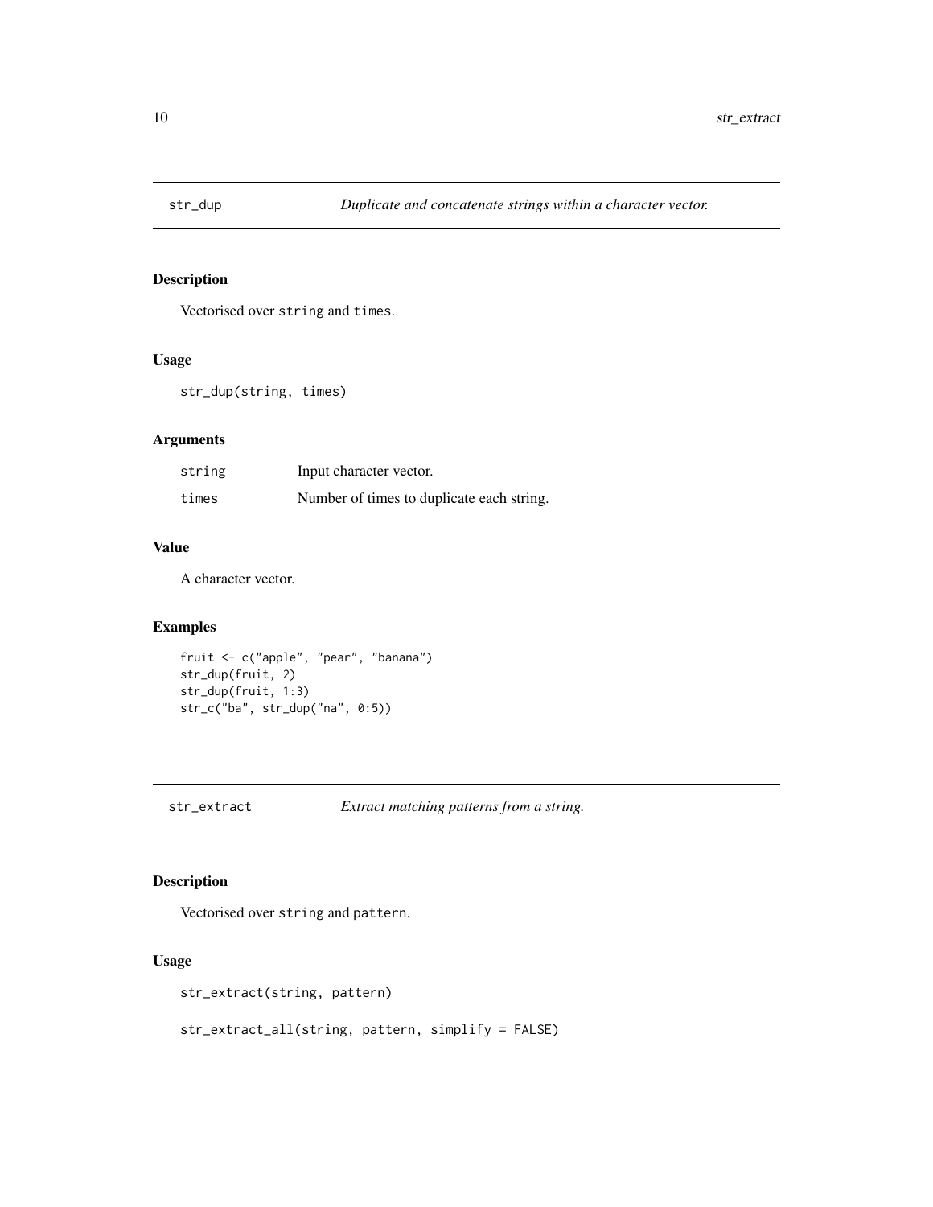## str_dup — *Duplicate and concatenate strings within a character vector.*

### Description

Vectorised over `string` and `times`.

### Usage

```
str_dup(string, times)
```

### Arguments

| | |
|---|---|
| `string` | Input character vector. |
| `times` | Number of times to duplicate each string. |

### Value

A character vector.

### Examples

```
fruit <- c("apple", "pear", "banana")
str_dup(fruit, 2)
str_dup(fruit, 1:3)
str_c("ba", str_dup("na", 0:5))
```

## str_extract — *Extract matching patterns from a string.*

### Description

Vectorised over `string` and `pattern`.

### Usage

```
str_extract(string, pattern)

str_extract_all(string, pattern, simplify = FALSE)
```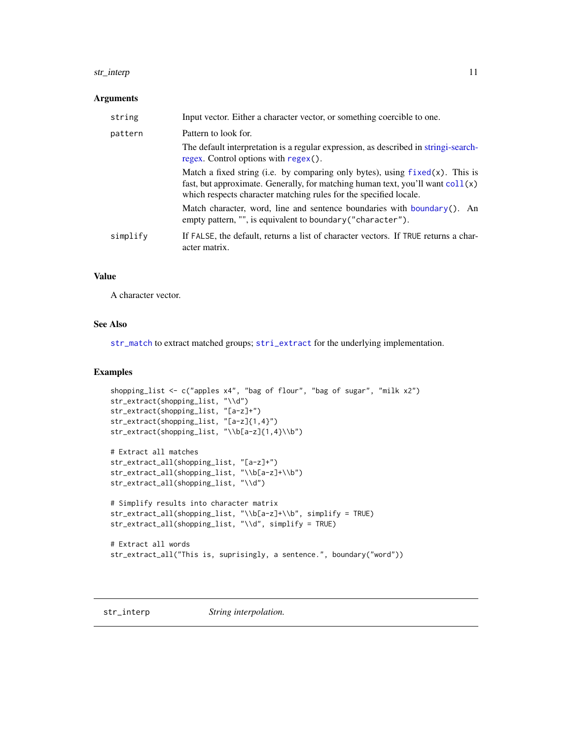### Arguments

| | |
|---|---|
| `string` | Input vector. Either a character vector, or something coercible to one. |
| `pattern` | Pattern to look for.<br><br>The default interpretation is a regular expression, as described in stringi-search-regex. Control options with `regex()`.<br><br>Match a fixed string (i.e. by comparing only bytes), using `fixed(x)`. This is fast, but approximate. Generally, for matching human text, you'll want `coll(x)` which respects character matching rules for the specified locale.<br><br>Match character, word, line and sentence boundaries with `boundary()`. An empty pattern, "", is equivalent to `boundary("character")`. |
| `simplify` | If `FALSE`, the default, returns a list of character vectors. If `TRUE` returns a character matrix. |

### Value

A character vector.

### See Also

`str_match` to extract matched groups; `stri_extract` for the underlying implementation.

### Examples

```
shopping_list <- c("apples x4", "bag of flour", "bag of sugar", "milk x2")
str_extract(shopping_list, "\\d")
str_extract(shopping_list, "[a-z]+")
str_extract(shopping_list, "[a-z]{1,4}")
str_extract(shopping_list, "\\b[a-z]{1,4}\\b")

# Extract all matches
str_extract_all(shopping_list, "[a-z]+")
str_extract_all(shopping_list, "\\b[a-z]+\\b")
str_extract_all(shopping_list, "\\d")

# Simplify results into character matrix
str_extract_all(shopping_list, "\\b[a-z]+\\b", simplify = TRUE)
str_extract_all(shopping_list, "\\d", simplify = TRUE)

# Extract all words
str_extract_all("This is, suprisingly, a sentence.", boundary("word"))
```

---

## `str_interp` *String interpolation.*

---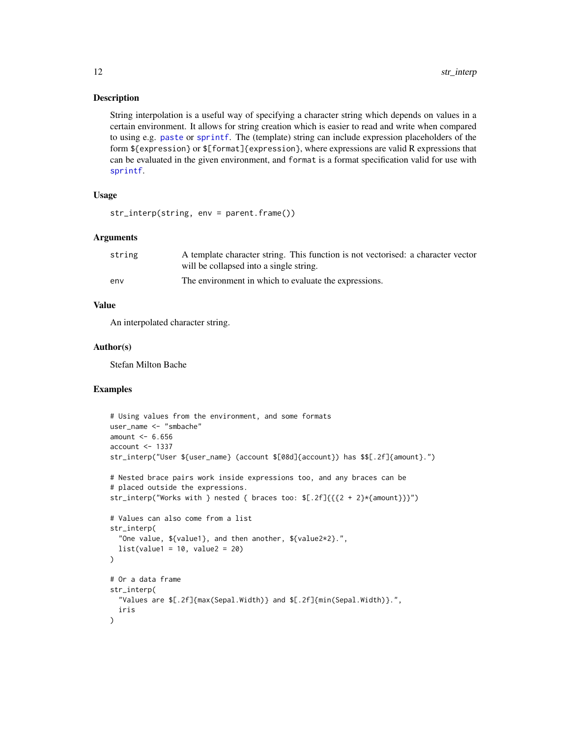## Description

String interpolation is a useful way of specifying a character string which depends on values in a certain environment. It allows for string creation which is easier to read and write when compared to using e.g. `paste` or `sprintf`. The (template) string can include expression placeholders of the form `${expression}` or `$[format]{expression}`, where expressions are valid R expressions that can be evaluated in the given environment, and `format` is a format specification valid for use with `sprintf`.

## Usage

```
str_interp(string, env = parent.frame())
```

## Arguments

| | |
|---|---|
| `string` | A template character string. This function is not vectorised: a character vector will be collapsed into a single string. |
| `env` | The environment in which to evaluate the expressions. |

## Value

An interpolated character string.

## Author(s)

Stefan Milton Bache

## Examples

```
# Using values from the environment, and some formats
user_name <- "smbache"
amount <- 6.656
account <- 1337
str_interp("User ${user_name} (account $[08d]{account}) has $$[.2f]{amount}.")

# Nested brace pairs work inside expressions too, and any braces can be
# placed outside the expressions.
str_interp("Works with } nested { braces too: $[.2f]{{{2 + 2}*{amount}}}")

# Values can also come from a list
str_interp(
  "One value, ${value1}, and then another, ${value2*2}.",
  list(value1 = 10, value2 = 20)
)

# Or a data frame
str_interp(
  "Values are $[.2f]{max(Sepal.Width)} and $[.2f]{min(Sepal.Width)}.",
  iris
)
```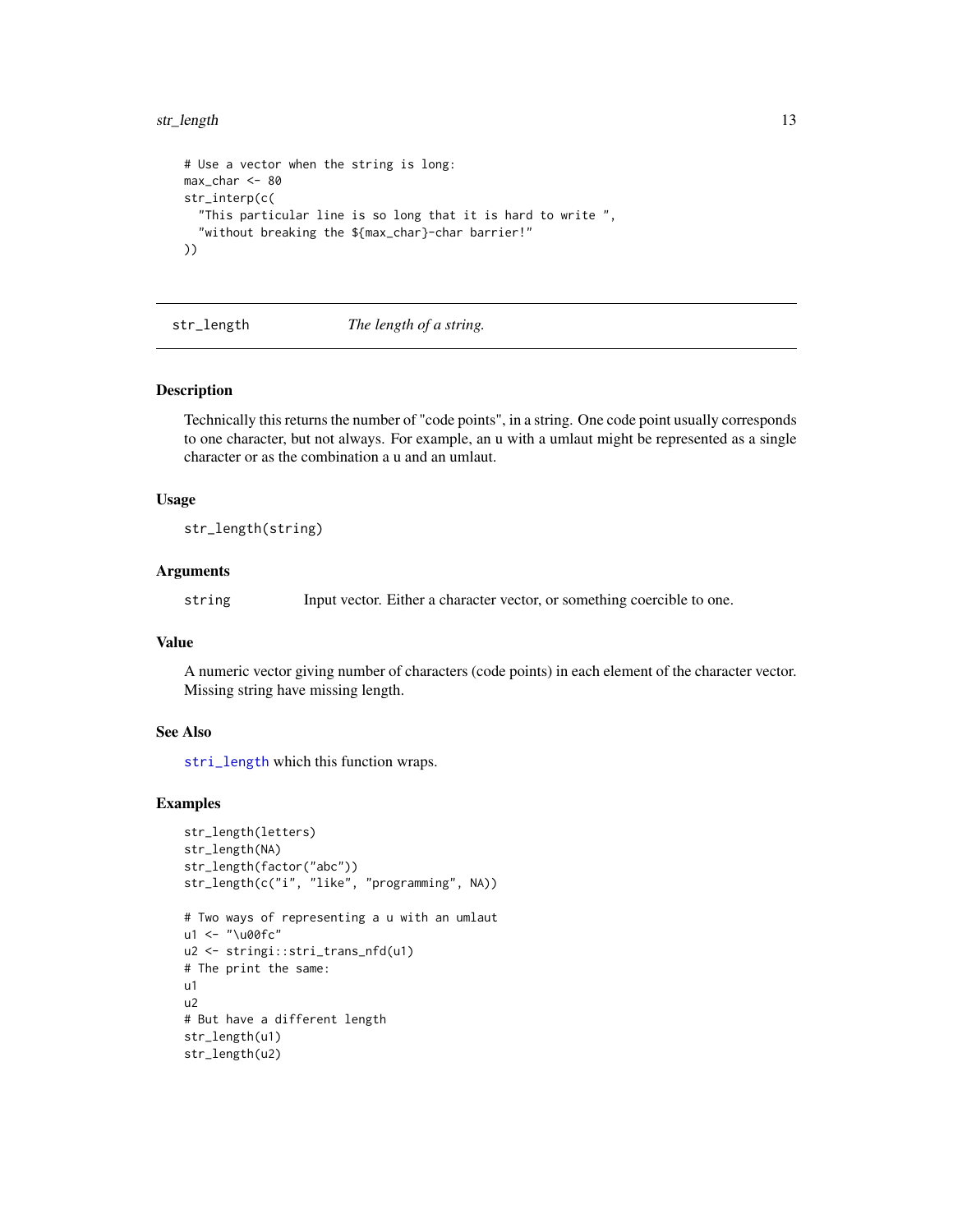```
# Use a vector when the string is long:
max_char <- 80
str_interp(c(
  "This particular line is so long that it is hard to write ",
  "without breaking the ${max_char}-char barrier!"
))
```

---

## str_length *The length of a string.*

---

### Description

Technically this returns the number of "code points", in a string. One code point usually corresponds to one character, but not always. For example, an u with a umlaut might be represented as a single character or as the combination a u and an umlaut.

### Usage

```
str_length(string)
```

### Arguments

| | |
|---|---|
| `string` | Input vector. Either a character vector, or something coercible to one. |

### Value

A numeric vector giving number of characters (code points) in each element of the character vector. Missing string have missing length.

### See Also

`stri_length` which this function wraps.

### Examples

```
str_length(letters)
str_length(NA)
str_length(factor("abc"))
str_length(c("i", "like", "programming", NA))

# Two ways of representing a u with an umlaut
u1 <- "\u00fc"
u2 <- stringi::stri_trans_nfd(u1)
# The print the same:
u1
u2
# But have a different length
str_length(u1)
str_length(u2)
```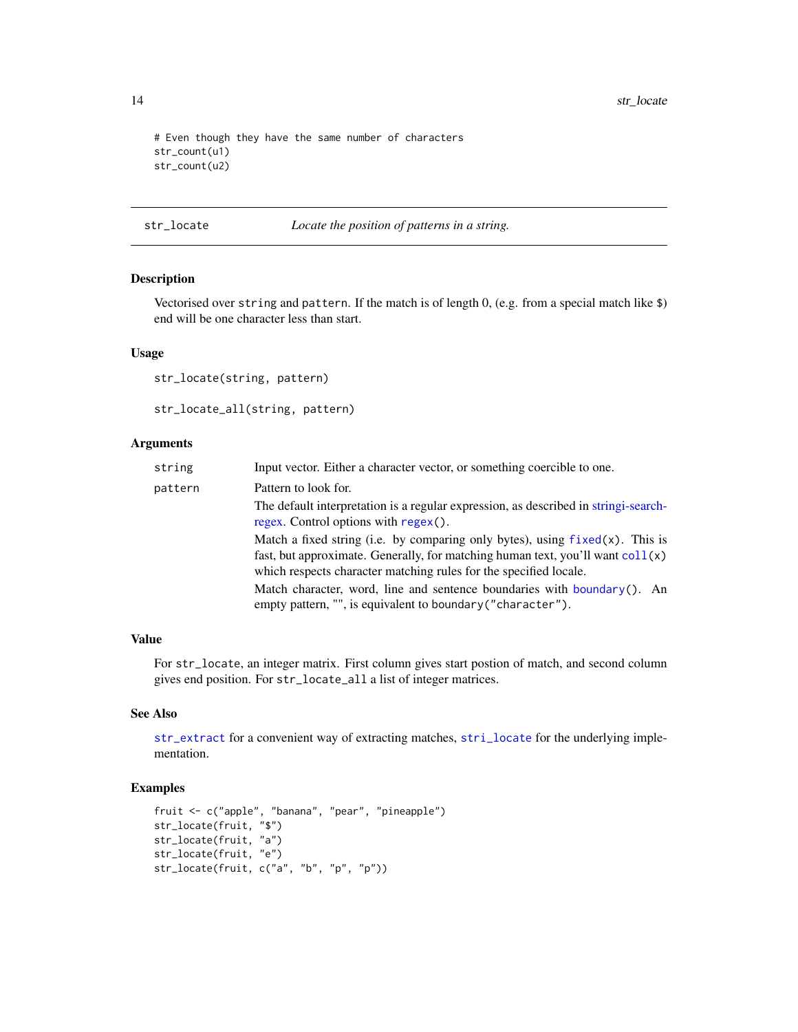```
# Even though they have the same number of characters
str_count(u1)
str_count(u2)
```

## str_locate — *Locate the position of patterns in a string.*

### Description

Vectorised over `string` and `pattern`. If the match is of length 0, (e.g. from a special match like `$`) end will be one character less than start.

### Usage

```
str_locate(string, pattern)

str_locate_all(string, pattern)
```

### Arguments

| | |
|---|---|
| `string` | Input vector. Either a character vector, or something coercible to one. |
| `pattern` | Pattern to look for.<br>The default interpretation is a regular expression, as described in stringi-search-regex. Control options with `regex()`.<br>Match a fixed string (i.e. by comparing only bytes), using `fixed(x)`. This is fast, but approximate. Generally, for matching human text, you'll want `coll(x)` which respects character matching rules for the specified locale.<br>Match character, word, line and sentence boundaries with `boundary()`. An empty pattern, "", is equivalent to `boundary("character")`. |

### Value

For `str_locate`, an integer matrix. First column gives start postion of match, and second column gives end position. For `str_locate_all` a list of integer matrices.

### See Also

`str_extract` for a convenient way of extracting matches, `stri_locate` for the underlying implementation.

### Examples

```
fruit <- c("apple", "banana", "pear", "pineapple")
str_locate(fruit, "$")
str_locate(fruit, "a")
str_locate(fruit, "e")
str_locate(fruit, c("a", "b", "p", "p"))
```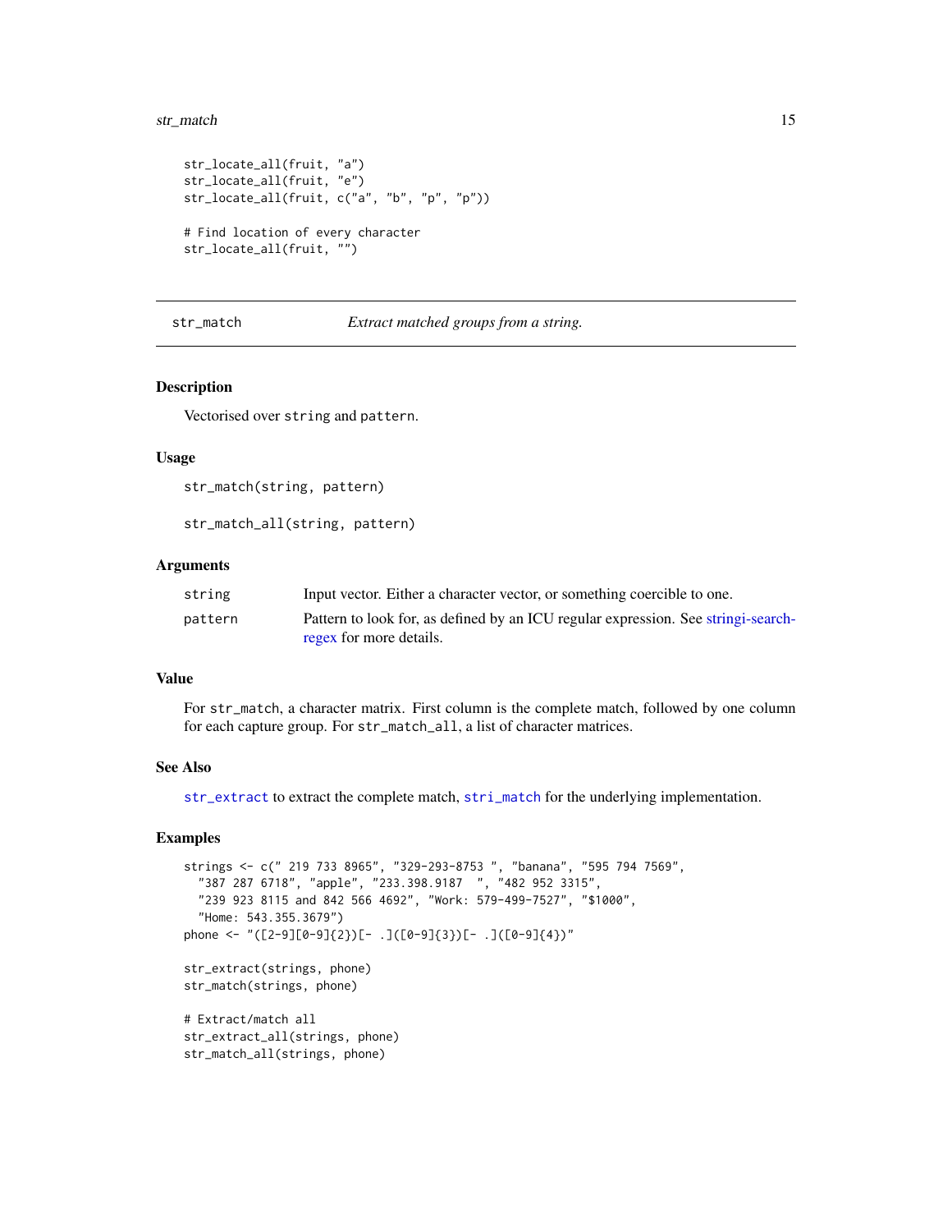```
str_locate_all(fruit, "a")
str_locate_all(fruit, "e")
str_locate_all(fruit, c("a", "b", "p", "p"))

# Find location of every character
str_locate_all(fruit, "")
```

---

## str_match *Extract matched groups from a string.*

---

### Description

Vectorised over `string` and `pattern`.

### Usage

```
str_match(string, pattern)

str_match_all(string, pattern)
```

### Arguments

| | |
|---|---|
| `string` | Input vector. Either a character vector, or something coercible to one. |
| `pattern` | Pattern to look for, as defined by an ICU regular expression. See stringi-search-regex for more details. |

### Value

For `str_match`, a character matrix. First column is the complete match, followed by one column for each capture group. For `str_match_all`, a list of character matrices.

### See Also

`str_extract` to extract the complete match, `stri_match` for the underlying implementation.

### Examples

```
strings <- c(" 219 733 8965", "329-293-8753 ", "banana", "595 794 7569",
  "387 287 6718", "apple", "233.398.9187  ", "482 952 3315",
  "239 923 8115 and 842 566 4692", "Work: 579-499-7527", "$1000",
  "Home: 543.355.3679")
phone <- "([2-9][0-9]{2})[- .]([0-9]{3})[- .]([0-9]{4})"

str_extract(strings, phone)
str_match(strings, phone)

# Extract/match all
str_extract_all(strings, phone)
str_match_all(strings, phone)
```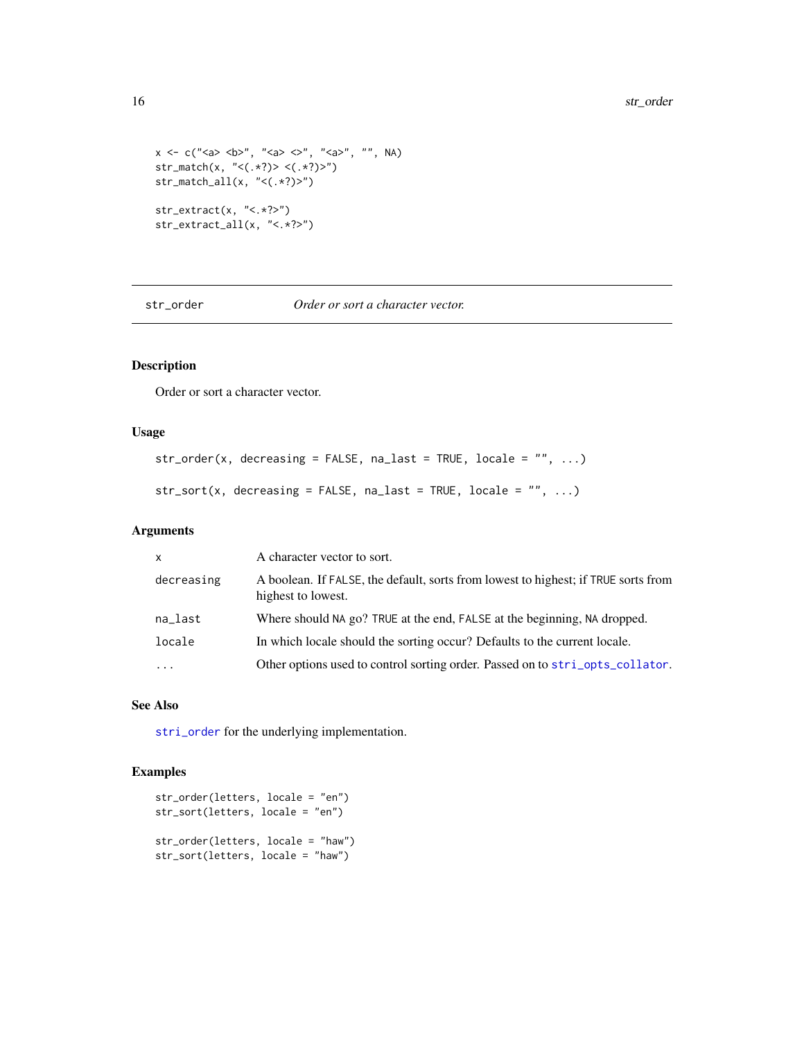```
x <- c("<a> <b>", "<a> <>", "<a>", "", NA)
str_match(x, "<(.*?)> <(.*?)>")
str_match_all(x, "<(.*?)>")

str_extract(x, "<.*?>")
str_extract_all(x, "<.*?>")
```

---

## str_order *Order or sort a character vector.*

---

### Description

Order or sort a character vector.

### Usage

```
str_order(x, decreasing = FALSE, na_last = TRUE, locale = "", ...)

str_sort(x, decreasing = FALSE, na_last = TRUE, locale = "", ...)
```

### Arguments

| | |
|---|---|
| `x` | A character vector to sort. |
| `decreasing` | A boolean. If `FALSE`, the default, sorts from lowest to highest; if `TRUE` sorts from highest to lowest. |
| `na_last` | Where should `NA` go? `TRUE` at the end, `FALSE` at the beginning, `NA` dropped. |
| `locale` | In which locale should the sorting occur? Defaults to the current locale. |
| `...` | Other options used to control sorting order. Passed on to `stri_opts_collator`. |

### See Also

`stri_order` for the underlying implementation.

### Examples

```
str_order(letters, locale = "en")
str_sort(letters, locale = "en")

str_order(letters, locale = "haw")
str_sort(letters, locale = "haw")
```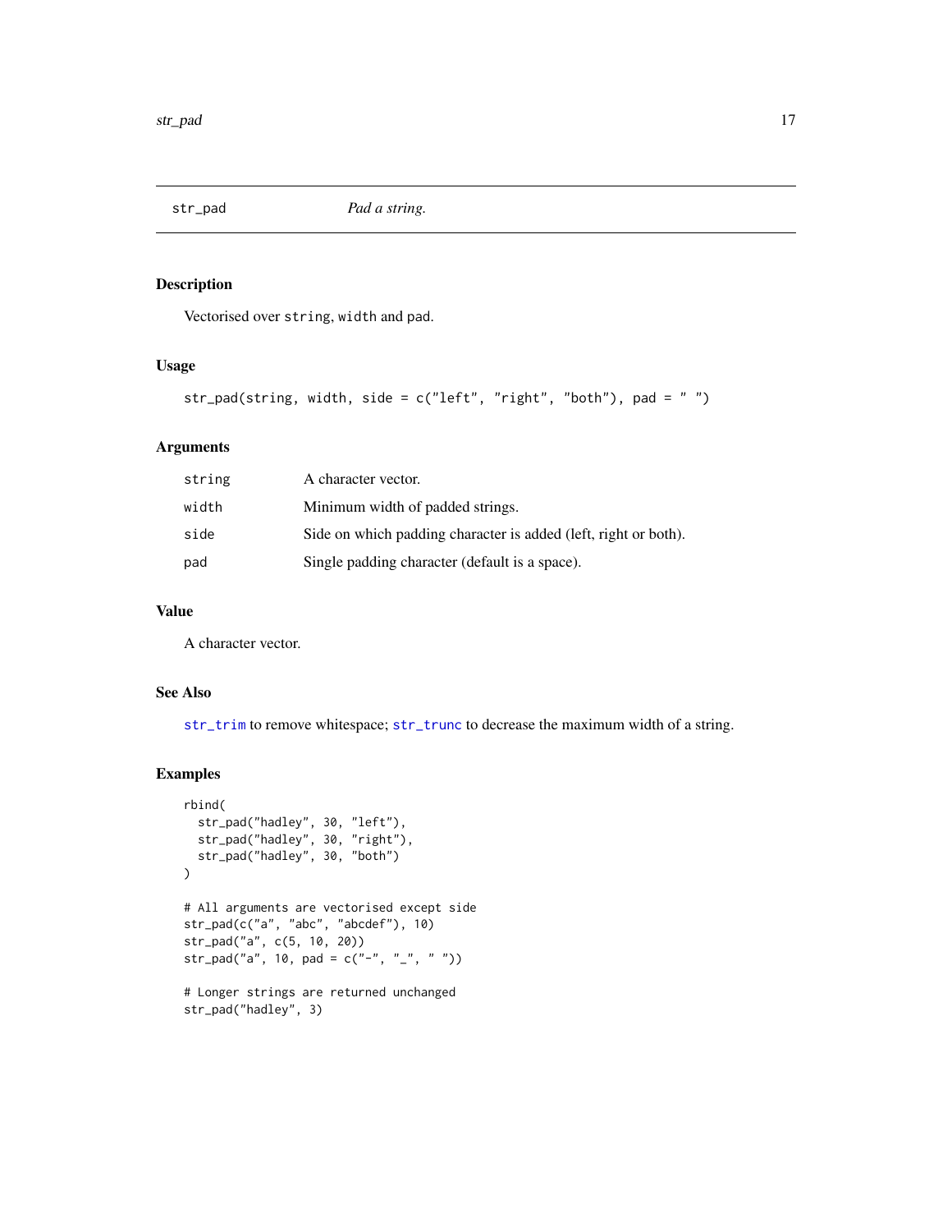## str_pad — *Pad a string.*

### Description

Vectorised over `string`, `width` and `pad`.

### Usage

```
str_pad(string, width, side = c("left", "right", "both"), pad = " ")
```

### Arguments

| | |
|---|---|
| `string` | A character vector. |
| `width` | Minimum width of padded strings. |
| `side` | Side on which padding character is added (left, right or both). |
| `pad` | Single padding character (default is a space). |

### Value

A character vector.

### See Also

`str_trim` to remove whitespace; `str_trunc` to decrease the maximum width of a string.

### Examples

```
rbind(
  str_pad("hadley", 30, "left"),
  str_pad("hadley", 30, "right"),
  str_pad("hadley", 30, "both")
)

# All arguments are vectorised except side
str_pad(c("a", "abc", "abcdef"), 10)
str_pad("a", c(5, 10, 20))
str_pad("a", 10, pad = c("-", "_", " "))

# Longer strings are returned unchanged
str_pad("hadley", 3)
```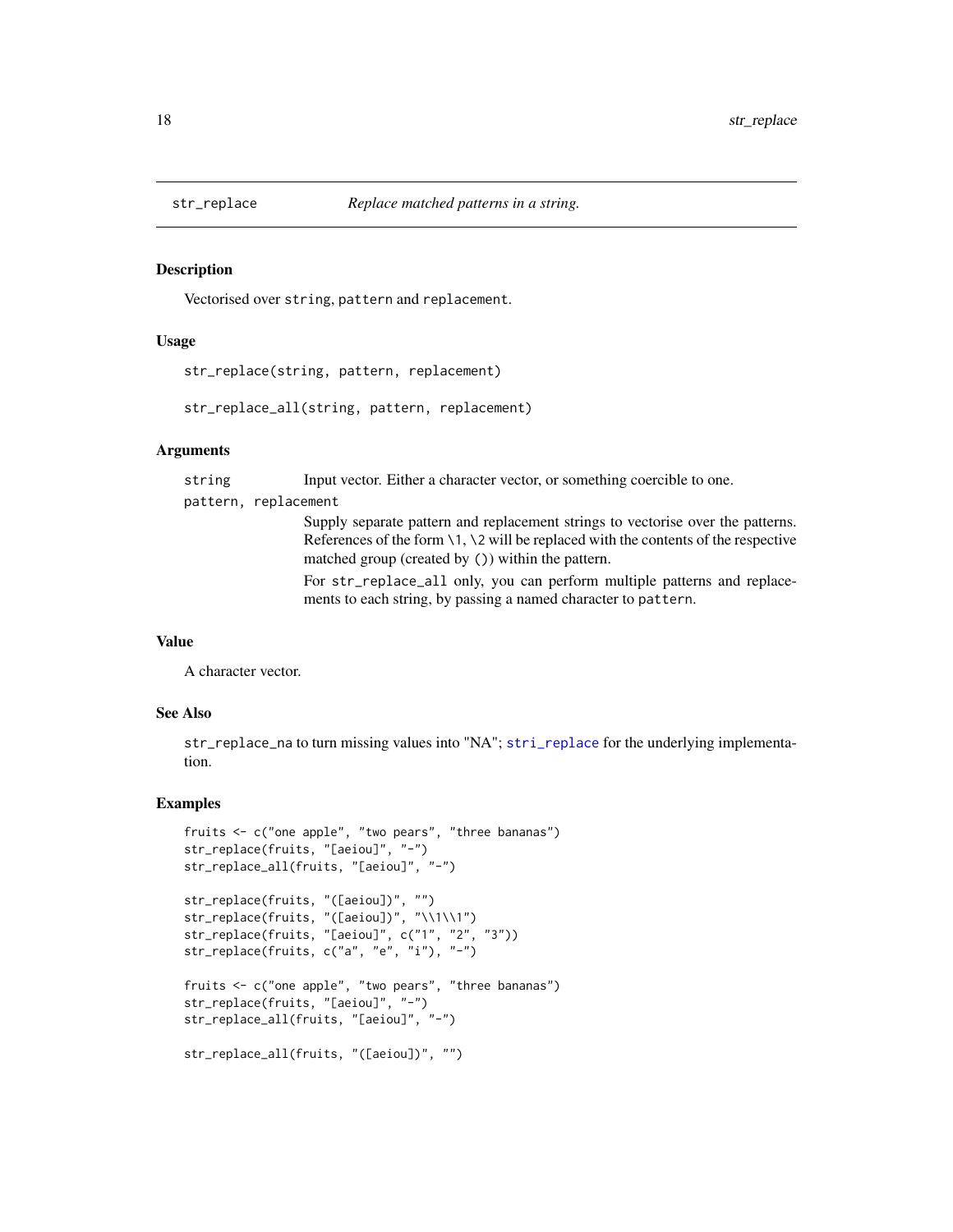## str_replace *Replace matched patterns in a string.*

### Description

Vectorised over `string`, `pattern` and `replacement`.

### Usage

```
str_replace(string, pattern, replacement)

str_replace_all(string, pattern, replacement)
```

### Arguments

`string` Input vector. Either a character vector, or something coercible to one.

`pattern, replacement` Supply separate pattern and replacement strings to vectorise over the patterns. References of the form \1, \2 will be replaced with the contents of the respective matched group (created by `()`) within the pattern.

For `str_replace_all` only, you can perform multiple patterns and replacements to each string, by passing a named character to `pattern`.

### Value

A character vector.

### See Also

`str_replace_na` to turn missing values into "NA"; `stri_replace` for the underlying implementation.

### Examples

```
fruits <- c("one apple", "two pears", "three bananas")
str_replace(fruits, "[aeiou]", "-")
str_replace_all(fruits, "[aeiou]", "-")

str_replace(fruits, "([aeiou])", "")
str_replace(fruits, "([aeiou])", "\\1\\1")
str_replace(fruits, "[aeiou]", c("1", "2", "3"))
str_replace(fruits, c("a", "e", "i"), "-")

fruits <- c("one apple", "two pears", "three bananas")
str_replace(fruits, "[aeiou]", "-")
str_replace_all(fruits, "[aeiou]", "-")

str_replace_all(fruits, "([aeiou])", "")
```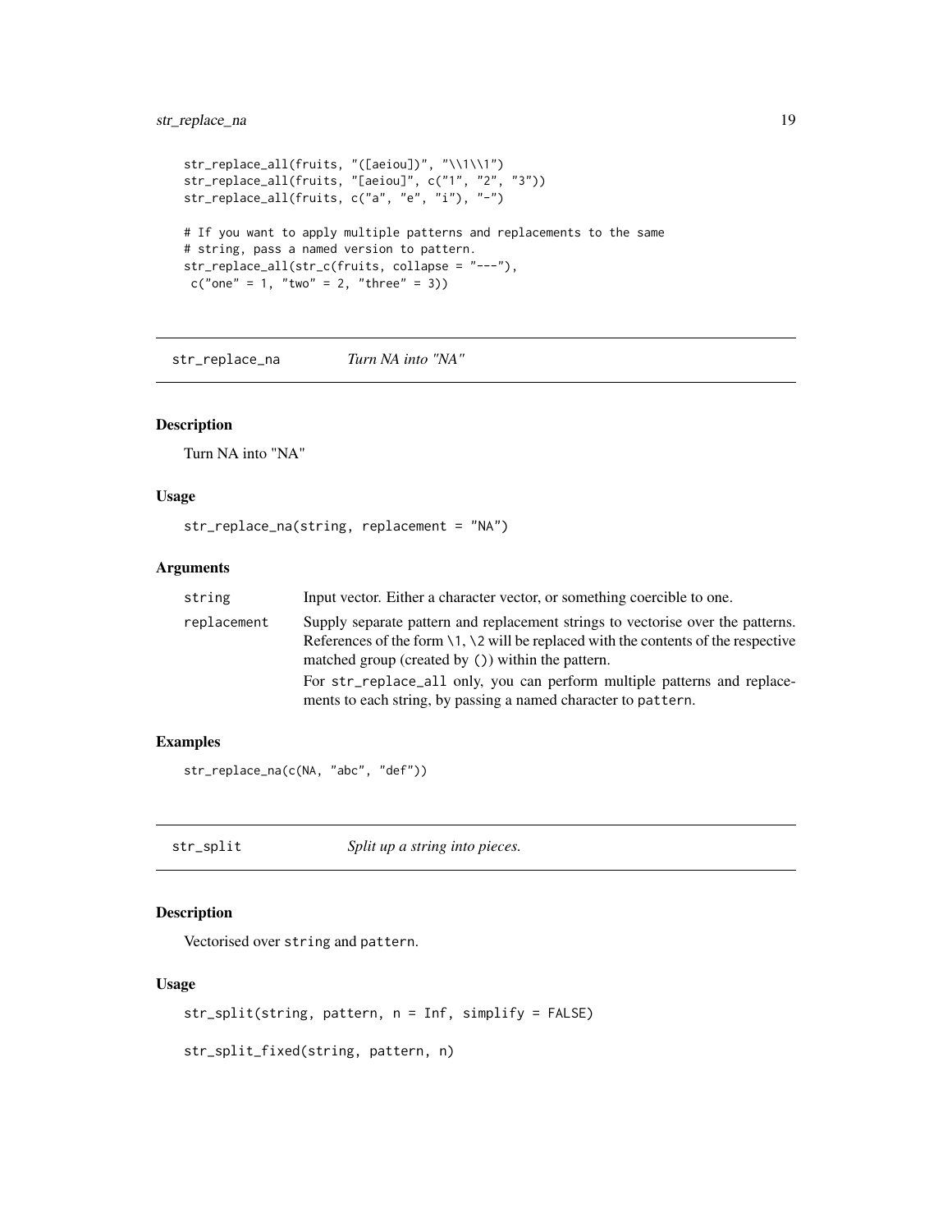```
str_replace_all(fruits, "([aeiou])", "\\1\\1")
str_replace_all(fruits, "[aeiou]", c("1", "2", "3"))
str_replace_all(fruits, c("a", "e", "i"), "-")

# If you want to apply multiple patterns and replacements to the same
# string, pass a named version to pattern.
str_replace_all(str_c(fruits, collapse = "---"),
 c("one" = 1, "two" = 2, "three" = 3))
```

## str_replace_na    *Turn NA into "NA"*

### Description

Turn NA into "NA"

### Usage

```
str_replace_na(string, replacement = "NA")
```

### Arguments

| | |
|---|---|
| string | Input vector. Either a character vector, or something coercible to one. |
| replacement | Supply separate pattern and replacement strings to vectorise over the patterns. References of the form \1, \2 will be replaced with the contents of the respective matched group (created by ()) within the pattern.<br>For str_replace_all only, you can perform multiple patterns and replacements to each string, by passing a named character to pattern. |

### Examples

```
str_replace_na(c(NA, "abc", "def"))
```

## str_split    *Split up a string into pieces.*

### Description

Vectorised over string and pattern.

### Usage

```
str_split(string, pattern, n = Inf, simplify = FALSE)

str_split_fixed(string, pattern, n)
```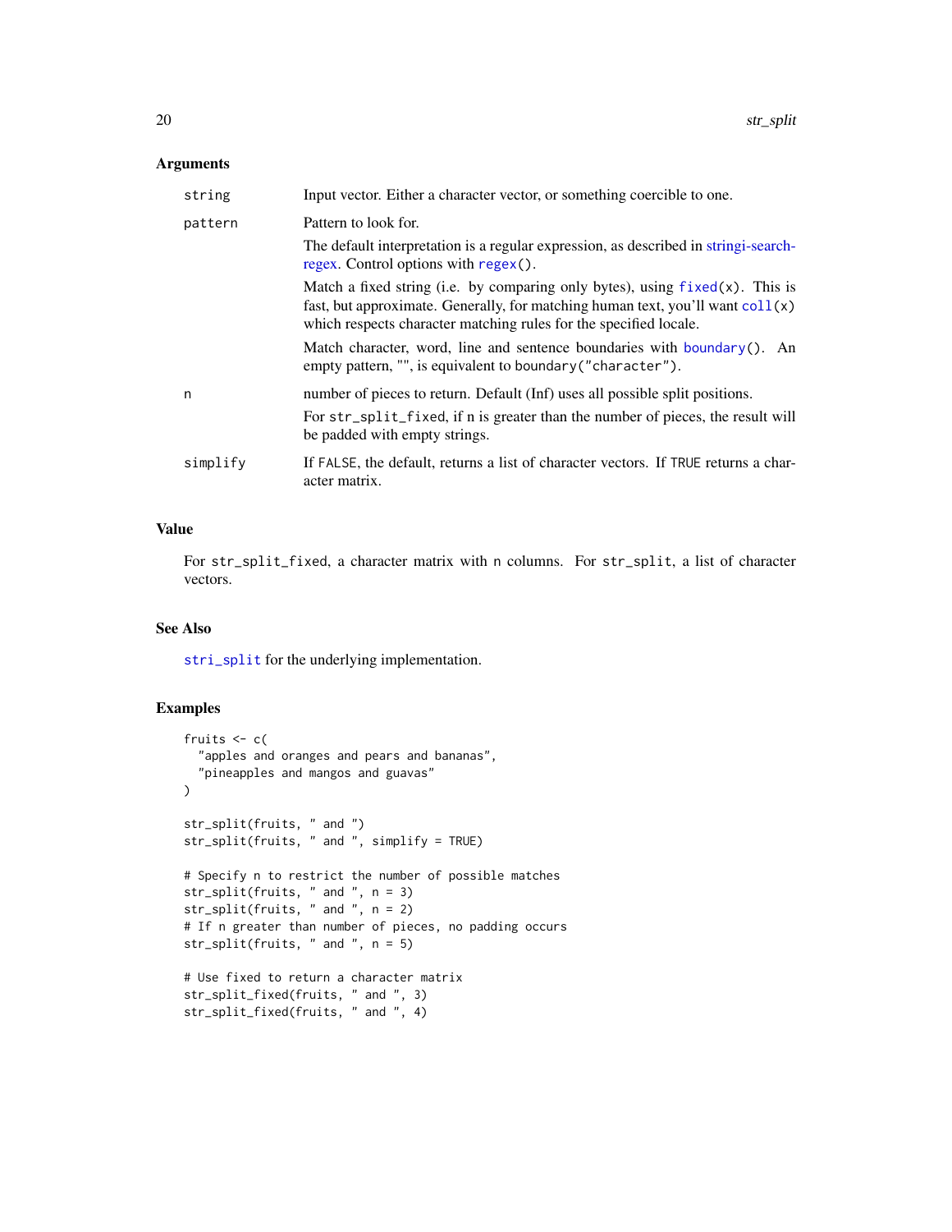## Arguments

| | |
|---|---|
| `string` | Input vector. Either a character vector, or something coercible to one. |
| `pattern` | Pattern to look for.<br><br>The default interpretation is a regular expression, as described in stringi-search-regex. Control options with `regex()`.<br><br>Match a fixed string (i.e. by comparing only bytes), using `fixed(x)`. This is fast, but approximate. Generally, for matching human text, you'll want `coll(x)` which respects character matching rules for the specified locale.<br><br>Match character, word, line and sentence boundaries with `boundary()`. An empty pattern, "", is equivalent to `boundary("character")`. |
| `n` | number of pieces to return. Default (Inf) uses all possible split positions.<br><br>For `str_split_fixed`, if n is greater than the number of pieces, the result will be padded with empty strings. |
| `simplify` | If `FALSE`, the default, returns a list of character vectors. If `TRUE` returns a character matrix. |

## Value

For `str_split_fixed`, a character matrix with `n` columns. For `str_split`, a list of character vectors.

## See Also

`stri_split` for the underlying implementation.

## Examples

```
fruits <- c(
  "apples and oranges and pears and bananas",
  "pineapples and mangos and guavas"
)

str_split(fruits, " and ")
str_split(fruits, " and ", simplify = TRUE)

# Specify n to restrict the number of possible matches
str_split(fruits, " and ", n = 3)
str_split(fruits, " and ", n = 2)
# If n greater than number of pieces, no padding occurs
str_split(fruits, " and ", n = 5)

# Use fixed to return a character matrix
str_split_fixed(fruits, " and ", 3)
str_split_fixed(fruits, " and ", 4)
```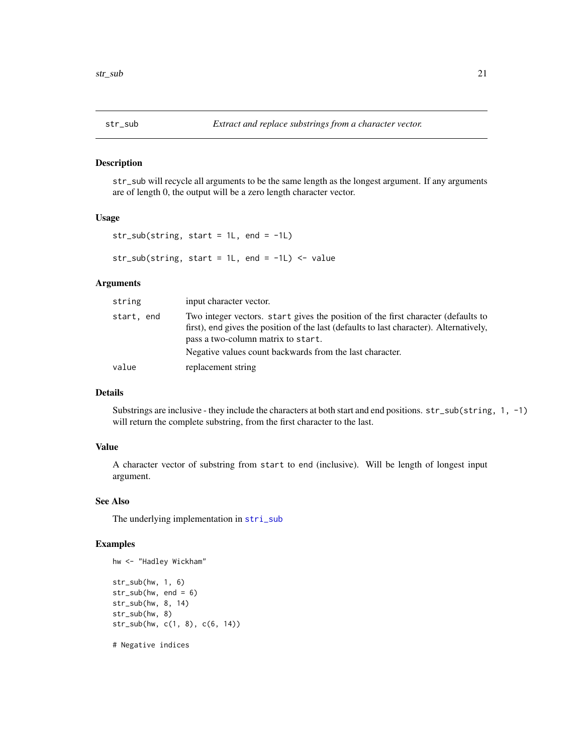## str_sub — *Extract and replace substrings from a character vector.*

### Description

str_sub will recycle all arguments to be the same length as the longest argument. If any arguments are of length 0, the output will be a zero length character vector.

### Usage

```
str_sub(string, start = 1L, end = -1L)

str_sub(string, start = 1L, end = -1L) <- value
```

### Arguments

| | |
|---|---|
| `string` | input character vector. |
| `start, end` | Two integer vectors. `start` gives the position of the first character (defaults to first), `end` gives the position of the last (defaults to last character). Alternatively, pass a two-column matrix to `start`.<br>Negative values count backwards from the last character. |
| `value` | replacement string |

### Details

Substrings are inclusive - they include the characters at both start and end positions. `str_sub(string, 1, -1)` will return the complete substring, from the first character to the last.

### Value

A character vector of substring from `start` to `end` (inclusive). Will be length of longest input argument.

### See Also

The underlying implementation in `stri_sub`

### Examples

```
hw <- "Hadley Wickham"

str_sub(hw, 1, 6)
str_sub(hw, end = 6)
str_sub(hw, 8, 14)
str_sub(hw, 8)
str_sub(hw, c(1, 8), c(6, 14))

# Negative indices
```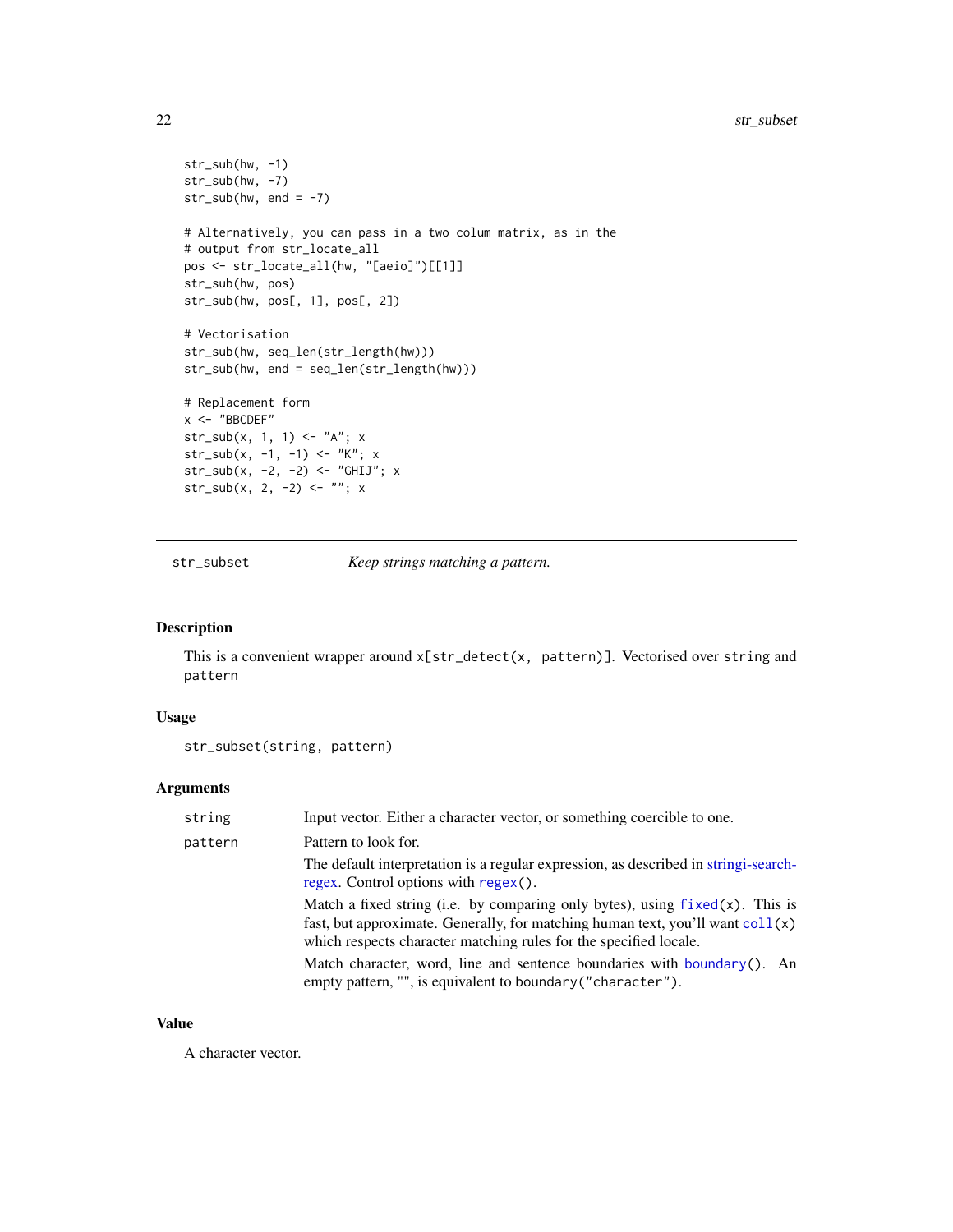```
str_sub(hw, -1)
str_sub(hw, -7)
str_sub(hw, end = -7)

# Alternatively, you can pass in a two colum matrix, as in the
# output from str_locate_all
pos <- str_locate_all(hw, "[aeio]")[[1]]
str_sub(hw, pos)
str_sub(hw, pos[, 1], pos[, 2])

# Vectorisation
str_sub(hw, seq_len(str_length(hw)))
str_sub(hw, end = seq_len(str_length(hw)))

# Replacement form
x <- "BBCDEF"
str_sub(x, 1, 1) <- "A"; x
str_sub(x, -1, -1) <- "K"; x
str_sub(x, -2, -2) <- "GHIJ"; x
str_sub(x, 2, -2) <- ""; x
```

---

## str_subset — *Keep strings matching a pattern.*

---

### Description

This is a convenient wrapper around `x[str_detect(x, pattern)]`. Vectorised over `string` and `pattern`

### Usage

```
str_subset(string, pattern)
```

### Arguments

| | |
|---|---|
| `string` | Input vector. Either a character vector, or something coercible to one. |
| `pattern` | Pattern to look for. <br> The default interpretation is a regular expression, as described in stringi-search-regex. Control options with `regex()`. <br> Match a fixed string (i.e. by comparing only bytes), using `fixed(x)`. This is fast, but approximate. Generally, for matching human text, you'll want `coll(x)` which respects character matching rules for the specified locale. <br> Match character, word, line and sentence boundaries with `boundary()`. An empty pattern, "", is equivalent to `boundary("character")`. |

### Value

A character vector.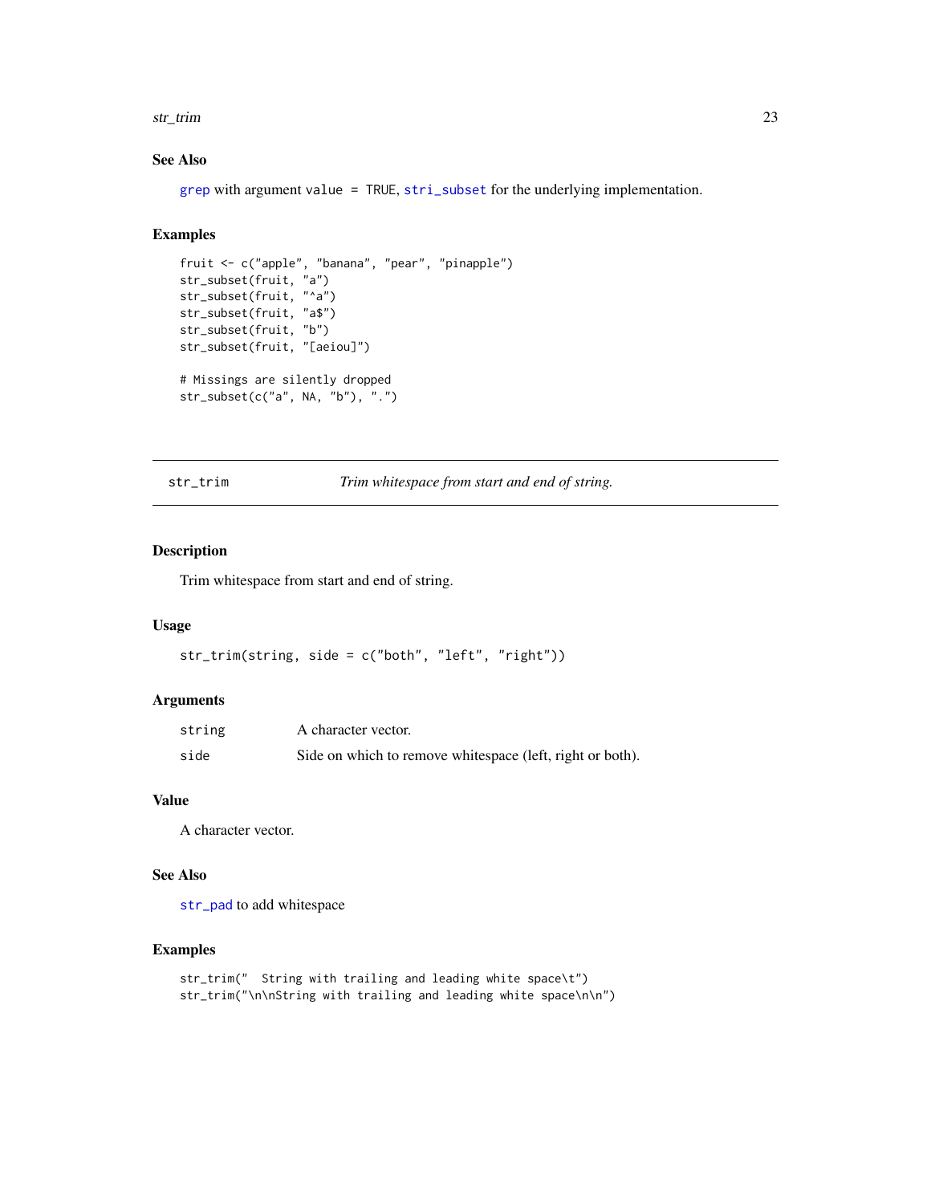### See Also

`grep` with argument `value = TRUE`, `stri_subset` for the underlying implementation.

### Examples

```
fruit <- c("apple", "banana", "pear", "pinapple")
str_subset(fruit, "a")
str_subset(fruit, "^a")
str_subset(fruit, "a$")
str_subset(fruit, "b")
str_subset(fruit, "[aeiou]")

# Missings are silently dropped
str_subset(c("a", NA, "b"), ".")
```

---

## str_trim — *Trim whitespace from start and end of string.*

---

### Description

Trim whitespace from start and end of string.

### Usage

```
str_trim(string, side = c("both", "left", "right"))
```

### Arguments

| | |
|---|---|
| `string` | A character vector. |
| `side` | Side on which to remove whitespace (left, right or both). |

### Value

A character vector.

### See Also

`str_pad` to add whitespace

### Examples

```
str_trim("  String with trailing and leading white space\t")
str_trim("\n\nString with trailing and leading white space\n\n")
```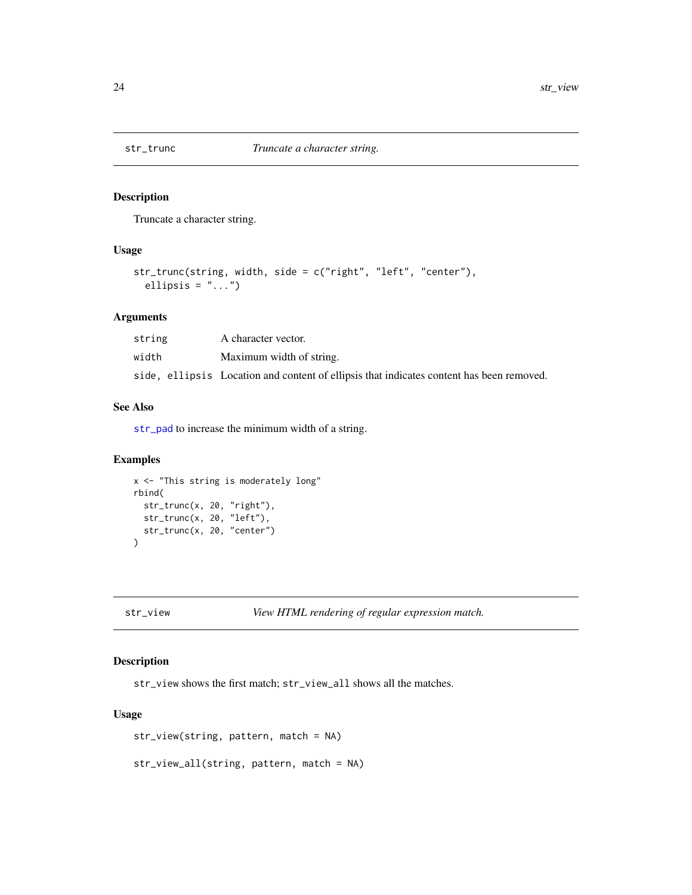## str_trunc — *Truncate a character string.*

### Description

Truncate a character string.

### Usage

```
str_trunc(string, width, side = c("right", "left", "center"),
  ellipsis = "...")
```

### Arguments

| | |
|---|---|
| `string` | A character vector. |
| `width` | Maximum width of string. |
| `side, ellipsis` | Location and content of ellipsis that indicates content has been removed. |

### See Also

`str_pad` to increase the minimum width of a string.

### Examples

```
x <- "This string is moderately long"
rbind(
  str_trunc(x, 20, "right"),
  str_trunc(x, 20, "left"),
  str_trunc(x, 20, "center")
)
```

## str_view — *View HTML rendering of regular expression match.*

### Description

`str_view` shows the first match; `str_view_all` shows all the matches.

### Usage

```
str_view(string, pattern, match = NA)

str_view_all(string, pattern, match = NA)
```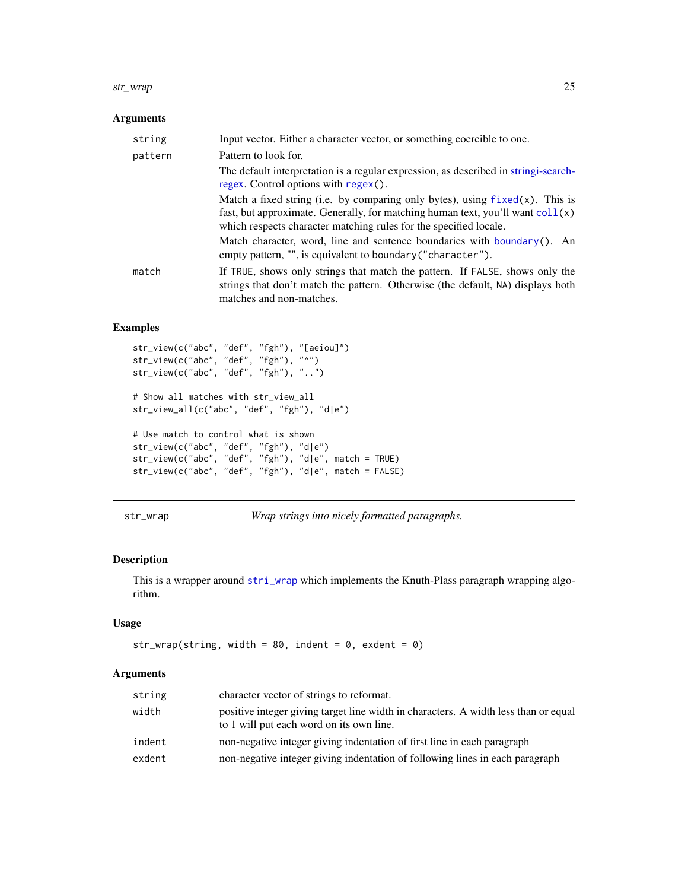### Arguments

| | |
|---|---|
| `string` | Input vector. Either a character vector, or something coercible to one. |
| `pattern` | Pattern to look for.<br>The default interpretation is a regular expression, as described in stringi-search-regex. Control options with `regex()`.<br>Match a fixed string (i.e. by comparing only bytes), using `fixed(x)`. This is fast, but approximate. Generally, for matching human text, you'll want `coll(x)` which respects character matching rules for the specified locale.<br>Match character, word, line and sentence boundaries with `boundary()`. An empty pattern, "", is equivalent to `boundary("character")`. |
| `match` | If `TRUE`, shows only strings that match the pattern. If `FALSE`, shows only the strings that don't match the pattern. Otherwise (the default, `NA`) displays both matches and non-matches. |

### Examples

```
str_view(c("abc", "def", "fgh"), "[aeiou]")
str_view(c("abc", "def", "fgh"), "^")
str_view(c("abc", "def", "fgh"), "..")

# Show all matches with str_view_all
str_view_all(c("abc", "def", "fgh"), "d|e")

# Use match to control what is shown
str_view(c("abc", "def", "fgh"), "d|e")
str_view(c("abc", "def", "fgh"), "d|e", match = TRUE)
str_view(c("abc", "def", "fgh"), "d|e", match = FALSE)
```

---

## str_wrap — *Wrap strings into nicely formatted paragraphs.*

### Description

This is a wrapper around `stri_wrap` which implements the Knuth-Plass paragraph wrapping algorithm.

### Usage

```
str_wrap(string, width = 80, indent = 0, exdent = 0)
```

### Arguments

| | |
|---|---|
| `string` | character vector of strings to reformat. |
| `width` | positive integer giving target line width in characters. A width less than or equal to 1 will put each word on its own line. |
| `indent` | non-negative integer giving indentation of first line in each paragraph |
| `exdent` | non-negative integer giving indentation of following lines in each paragraph |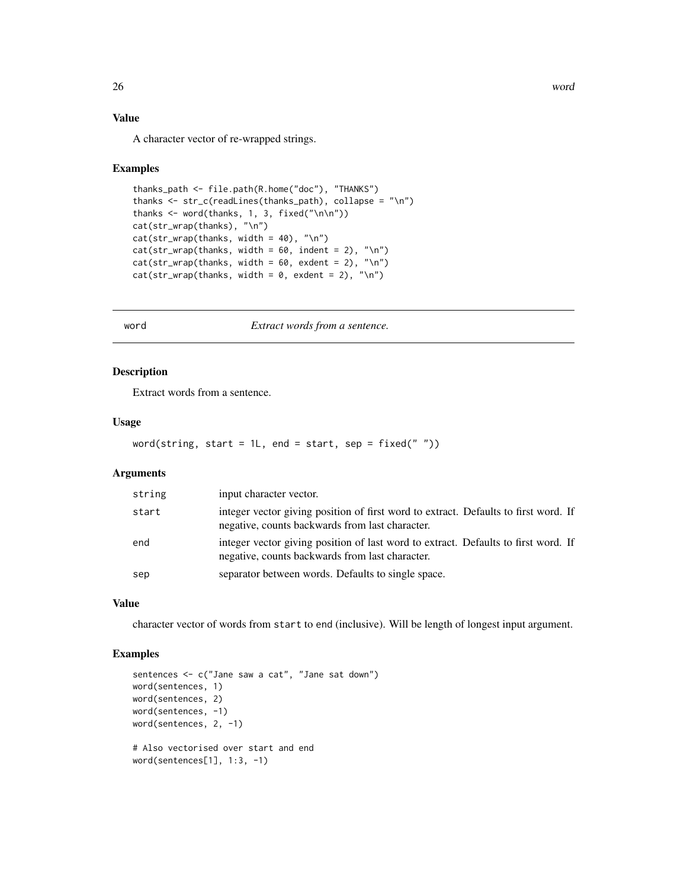### Value

A character vector of re-wrapped strings.

### Examples

```
thanks_path <- file.path(R.home("doc"), "THANKS")
thanks <- str_c(readLines(thanks_path), collapse = "\n")
thanks <- word(thanks, 1, 3, fixed("\n\n"))
cat(str_wrap(thanks), "\n")
cat(str_wrap(thanks, width = 40), "\n")
cat(str_wrap(thanks, width = 60, indent = 2), "\n")
cat(str_wrap(thanks, width = 60, exdent = 2), "\n")
cat(str_wrap(thanks, width = 0, exdent = 2), "\n")
```

## word    *Extract words from a sentence.*

### Description

Extract words from a sentence.

### Usage

```
word(string, start = 1L, end = start, sep = fixed(" "))
```

### Arguments

| | |
|---|---|
| string | input character vector. |
| start | integer vector giving position of first word to extract. Defaults to first word. If negative, counts backwards from last character. |
| end | integer vector giving position of last word to extract. Defaults to first word. If negative, counts backwards from last character. |
| sep | separator between words. Defaults to single space. |

### Value

character vector of words from `start` to `end` (inclusive). Will be length of longest input argument.

### Examples

```
sentences <- c("Jane saw a cat", "Jane sat down")
word(sentences, 1)
word(sentences, 2)
word(sentences, -1)
word(sentences, 2, -1)

# Also vectorised over start and end
word(sentences[1], 1:3, -1)
```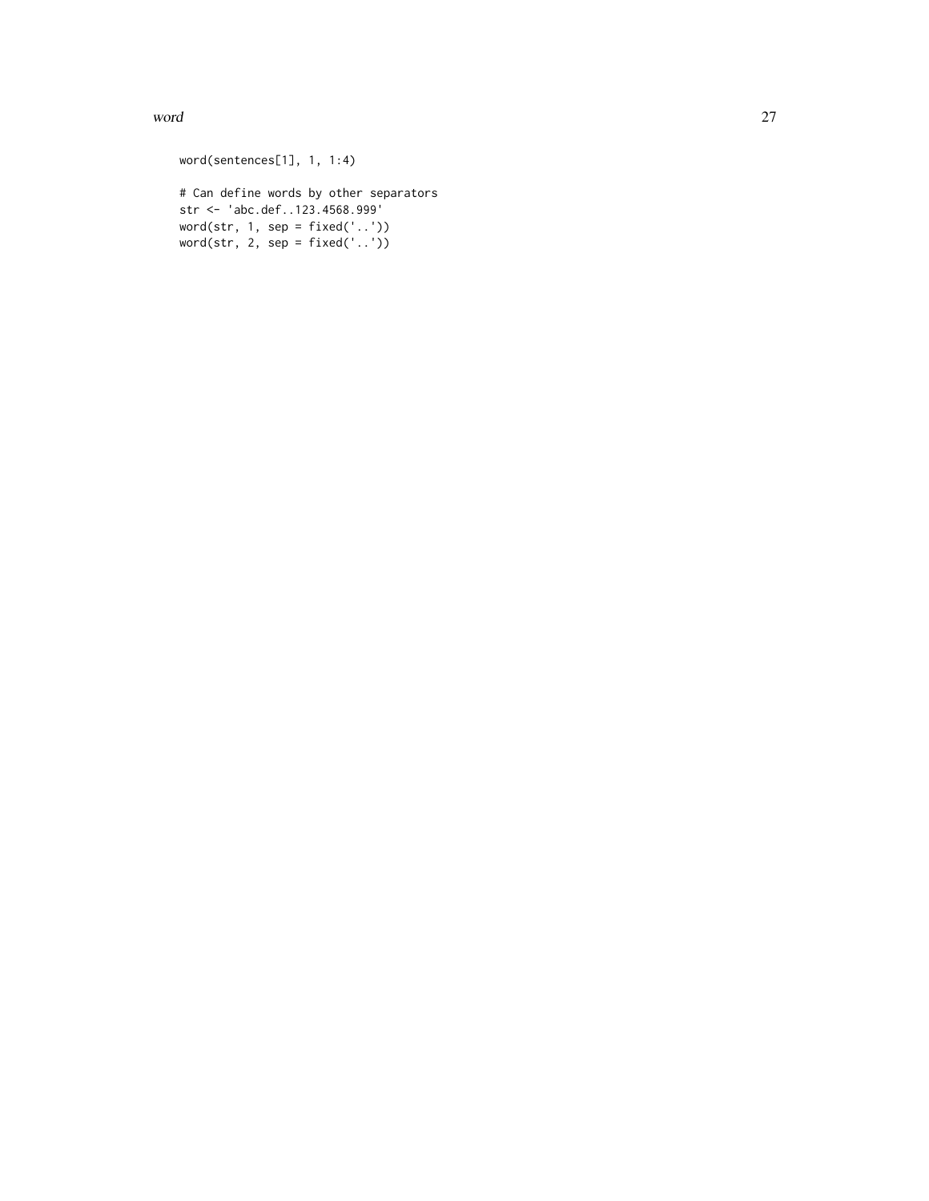```
word(sentences[1], 1, 1:4)

# Can define words by other separators
str <- 'abc.def..123.4568.999'
word(str, 1, sep = fixed('..'))
word(str, 2, sep = fixed('..'))
```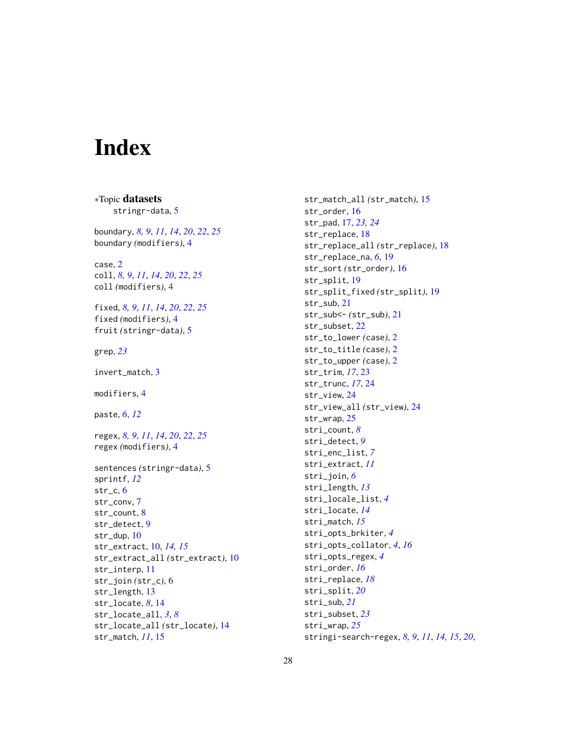# Index

*Topic **datasets**
    stringr-data, 5

boundary, *8, 9*, *11*, *14*, *20*, *22*, *25*
boundary *(modifiers)*, 4

case, 2
coll, *8, 9*, *11*, *14*, *20*, *22*, *25*
coll *(modifiers)*, 4

fixed, *8, 9*, *11*, *14*, *20*, *22*, *25*
fixed *(modifiers)*, 4
fruit *(stringr-data)*, 5

grep, *23*

invert_match, 3

modifiers, 4

paste, *6*, *12*

regex, *8, 9*, *11*, *14*, *20*, *22*, *25*
regex *(modifiers)*, 4

sentences *(stringr-data)*, 5
sprintf, *12*
str_c, 6
str_conv, 7
str_count, 8
str_detect, 9
str_dup, 10
str_extract, 10, *14, 15*
str_extract_all *(str_extract)*, 10
str_interp, 11
str_join *(str_c)*, 6
str_length, 13
str_locate, *8*, 14
str_locate_all, *3*, *8*
str_locate_all *(str_locate)*, 14
str_match, *11*, 15
str_match_all *(str_match)*, 15
str_order, 16
str_pad, 17, *23, 24*
str_replace, 18
str_replace_all *(str_replace)*, 18
str_replace_na, *6*, 19
str_sort *(str_order)*, 16
str_split, 19
str_split_fixed *(str_split)*, 19
str_sub, 21
str_sub<- *(str_sub)*, 21
str_subset, 22
str_to_lower *(case)*, 2
str_to_title *(case)*, 2
str_to_upper *(case)*, 2
str_trim, *17*, 23
str_trunc, *17*, 24
str_view, 24
str_view_all *(str_view)*, 24
str_wrap, 25
stri_count, *8*
stri_detect, *9*
stri_enc_list, *7*
stri_extract, *11*
stri_join, *6*
stri_length, *13*
stri_locale_list, *4*
stri_locate, *14*
stri_match, *15*
stri_opts_brkiter, *4*
stri_opts_collator, *4*, *16*
stri_opts_regex, *4*
stri_order, *16*
stri_replace, *18*
stri_split, *20*
stri_sub, *21*
stri_subset, *23*
stri_wrap, *25*
stringi-search-regex, *8, 9*, *11*, *14, 15*, *20*,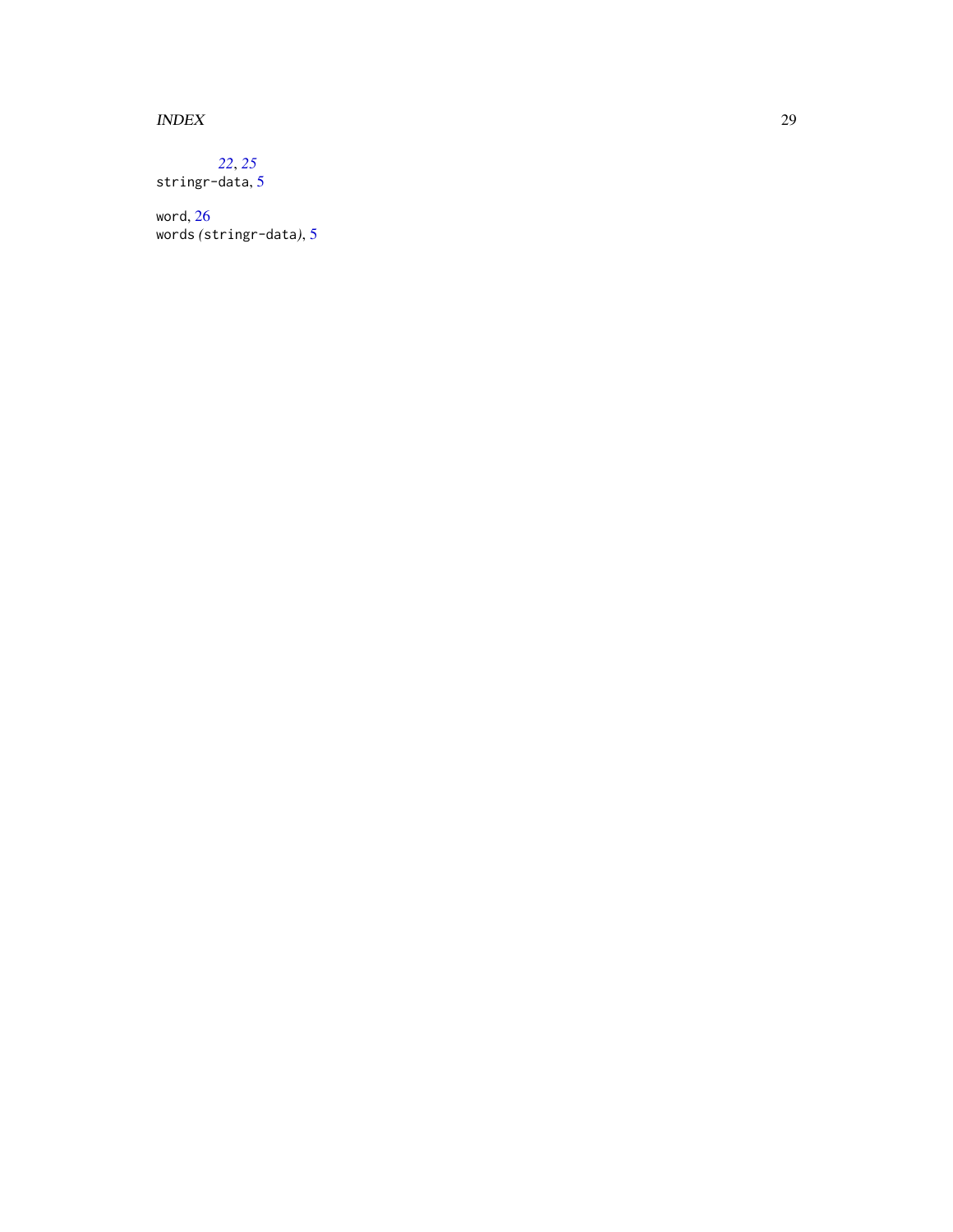*22*, *25*

stringr-data, 5

word, 26

words (stringr-data), 5